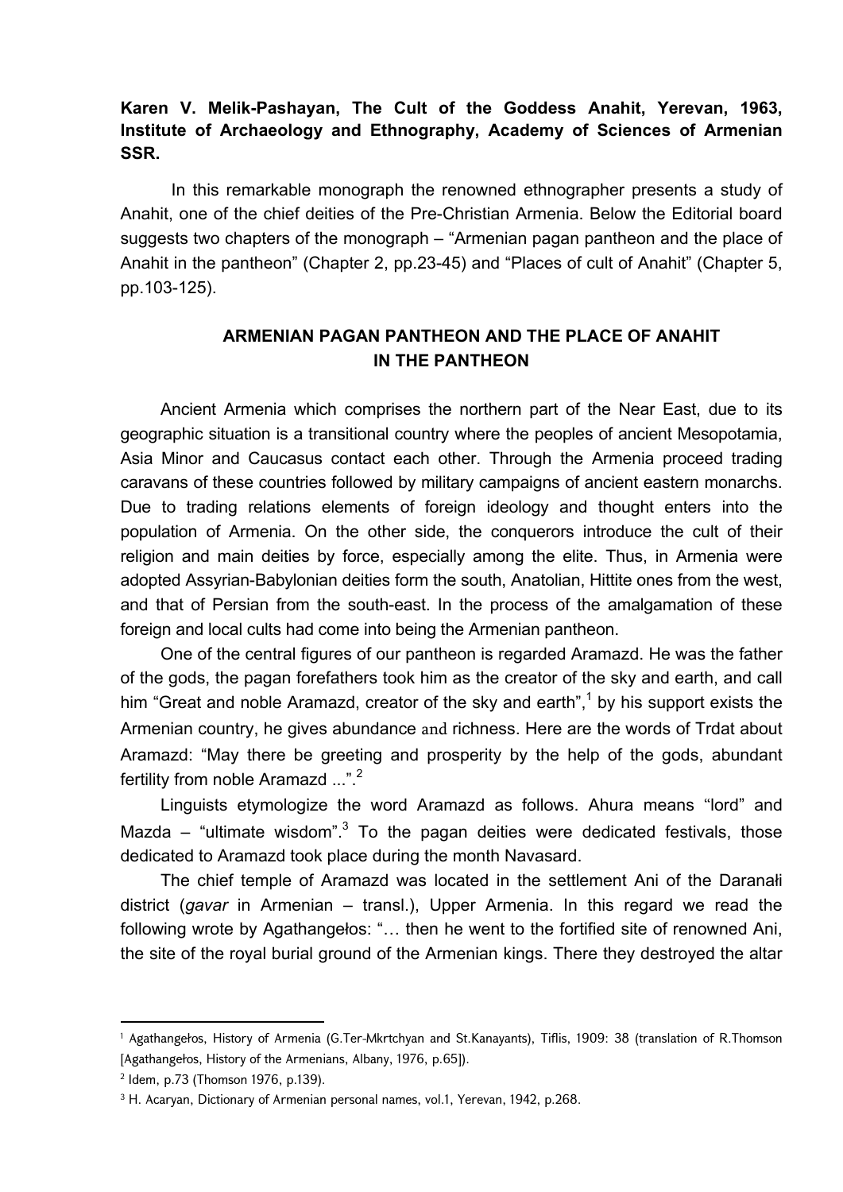**Karen V. Melik-Pashayan, The Cult of the Goddess Anahit, Yerevan, 1963, Institute of Archaeology and Ethnography, Academy of Sciences of Armenian SSR.**

In this remarkable monograph the renowned ethnographer presents a study of Anahit, one of the chief deities of the Pre-Christian Armenia. Below the Editorial board suggests two chapters of the monograph – “Armenian pagan pantheon and the place of Anahit in the pantheon” (Chapter 2, pp.23-45) and “Places of cult of Anahit” (Chapter 5, pp.103-125).

## ARMENIAN PAGAN PANTHEON AND THE PLACE OF ANAHIT IN THE PANTHEON

Ancient Armenia which comprises the northern part of the Near East, due to its geographic situation is a transitional country where the peoples of ancient Mesopotamia, Asia Minor and Caucasus contact each other. Through the Armenia proceed trading caravans of these countries followed by military campaigns of ancient eastern monarchs. Due to trading relations elements of foreign ideology and thought enters into the population of Armenia. On the other side, the conquerors introduce the cult of their religion and main deities by force, especially among the elite. Thus, in Armenia were adopted Assyrian-Babylonian deities form the south, Anatolian, Hittite ones from the west, and that of Persian from the south-east. In the process of the amalgamation of these foreign and local cults had come into being the Armenian pantheon.

One of the central figures of our pantheon is regarded Aramazd. He was the father of the gods, the pagan forefathers took him as the creator of the sky and earth, and call him “Great and noble Aramazd, creator of the sky and earth”,[1] by his support exists the Armenian country, he gives abundance and richness. Here are the words of Trdat about Aramazd: “May there be greeting and prosperity by the help of the gods, abundant fertility from noble Aramazd ...”.[2]

Linguists etymologize the word Aramazd as follows. Ahura means “lord” and Mazda – “ultimate wisdom”.[3] To the pagan deities were dedicated festivals, those dedicated to Aramazd took place during the month Navasard.

The chief temple of Aramazd was located in the settlement Ani of the Daranałi district (*gavar* in Armenian – transl.), Upper Armenia. In this regard we read the following wrote by Agathangełos: “… then he went to the fortified site of renowned Ani, the site of the royal burial ground of the Armenian kings. There they destroyed the altar

---

[1] Agathangełos, History of Armenia (G.Ter-Mkrtchyan and St.Kanayants), Tiflis, 1909: 38 (translation of R.Thomson [Agathangełos, History of the Armenians, Albany, 1976, p.65]).

[2] Idem, p.73 (Thomson 1976, p.139).

[3] H. Acaryan, Dictionary of Armenian personal names, vol.1, Yerevan, 1942, p.268.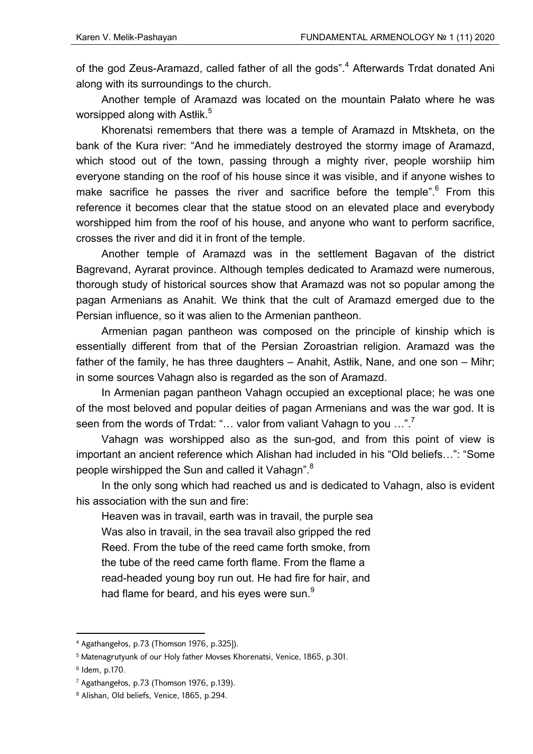of the god Zeus-Aramazd, called father of all the gods".[4] Afterwards Trdat donated Ani along with its surroundings to the church.

Another temple of Aramazd was located on the mountain Pałato where he was worsipped along with Astłik.[5]

Khorenatsi remembers that there was a temple of Aramazd in Mtskheta, on the bank of the Kura river: "And he immediately destroyed the stormy image of Aramazd, which stood out of the town, passing through a mighty river, people worshiip him everyone standing on the roof of his house since it was visible, and if anyone wishes to make sacrifice he passes the river and sacrifice before the temple".[6] From this reference it becomes clear that the statue stood on an elevated place and everybody worshipped him from the roof of his house, and anyone who want to perform sacrifice, crosses the river and did it in front of the temple.

Another temple of Aramazd was in the settlement Bagavan of the district Bagrevand, Ayrarat province. Although temples dedicated to Aramazd were numerous, thorough study of historical sources show that Aramazd was not so popular among the pagan Armenians as Anahit. We think that the cult of Aramazd emerged due to the Persian influence, so it was alien to the Armenian pantheon.

Armenian pagan pantheon was composed on the principle of kinship which is essentially different from that of the Persian Zoroastrian religion. Aramazd was the father of the family, he has three daughters – Anahit, Astłik, Nane, and one son – Mihr; in some sources Vahagn also is regarded as the son of Aramazd.

In Armenian pagan pantheon Vahagn occupied an exceptional place; he was one of the most beloved and popular deities of pagan Armenians and was the war god. It is seen from the words of Trdat: "… valor from valiant Vahagn to you …".[7]

Vahagn was worshipped also as the sun-god, and from this point of view is important an ancient reference which Alishan had included in his "Old beliefs…": "Some people wirshipped the Sun and called it Vahagn".[8]

In the only song which had reached us and is dedicated to Vahagn, also is evident his association with the sun and fire:

> Heaven was in travail, earth was in travail, the purple sea
> Was also in travail, in the sea travail also gripped the red
> Reed. From the tube of the reed came forth smoke, from
> the tube of the reed came forth flame. From the flame a
> read-headed young boy run out. He had fire for hair, and
> had flame for beard, and his eyes were sun.[9]

---

[4] Agathangełos, p.73 (Thomson 1976, p.325]).

[5] Matenagrutyunk of our Holy father Movses Khorenatsi, Venice, 1865, p.301.

[6] Idem, p.170.

[7] Agathangełos, p.73 (Thomson 1976, p.139).

[8] Alishan, Old beliefs, Venice, 1865, p.294.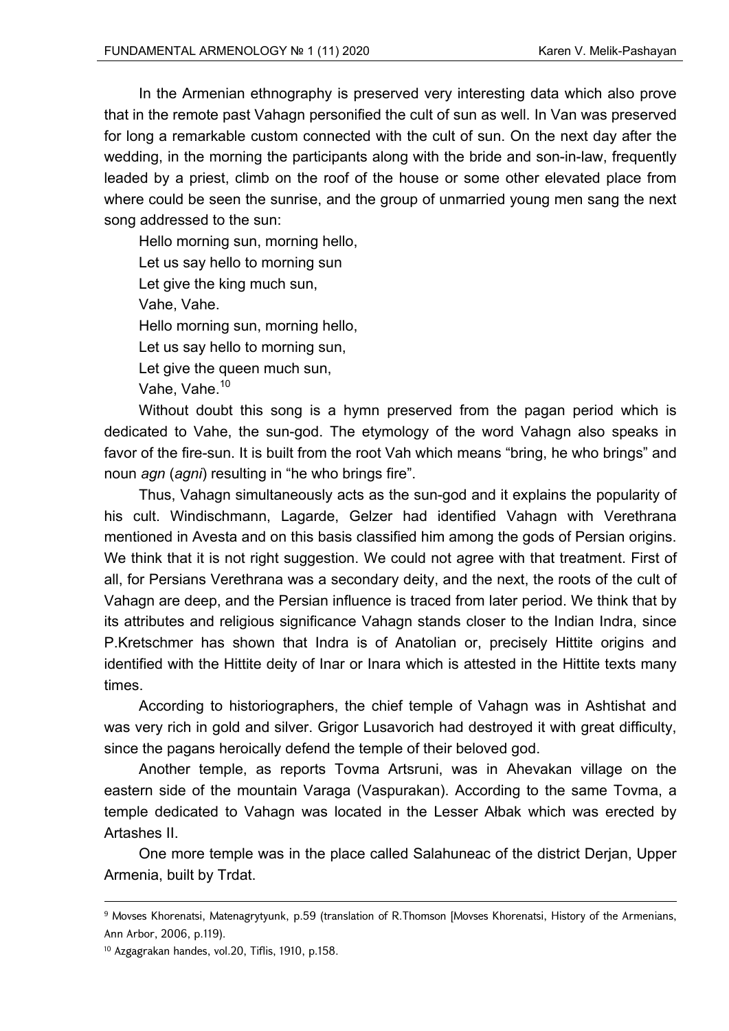In the Armenian ethnography is preserved very interesting data which also prove that in the remote past Vahagn personified the cult of sun as well. In Van was preserved for long a remarkable custom connected with the cult of sun. On the next day after the wedding, in the morning the participants along with the bride and son-in-law, frequently leaded by a priest, climb on the roof of the house or some other elevated place from where could be seen the sunrise, and the group of unmarried young men sang the next song addressed to the sun:

Hello morning sun, morning hello,  
Let us say hello to morning sun  
Let give the king much sun,  
Vahe, Vahe.  
Hello morning sun, morning hello,  
Let us say hello to morning sun,  
Let give the queen much sun,  
Vahe, Vahe.[10]

Without doubt this song is a hymn preserved from the pagan period which is dedicated to Vahe, the sun-god. The etymology of the word Vahagn also speaks in favor of the fire-sun. It is built from the root Vah which means "bring, he who brings" and noun *agn* (*agni*) resulting in "he who brings fire".

Thus, Vahagn simultaneously acts as the sun-god and it explains the popularity of his cult. Windischmann, Lagarde, Gelzer had identified Vahagn with Verethrana mentioned in Avesta and on this basis classified him among the gods of Persian origins. We think that it is not right suggestion. We could not agree with that treatment. First of all, for Persians Verethrana was a secondary deity, and the next, the roots of the cult of Vahagn are deep, and the Persian influence is traced from later period. We think that by its attributes and religious significance Vahagn stands closer to the Indian Indra, since P.Kretschmer has shown that Indra is of Anatolian or, precisely Hittite origins and identified with the Hittite deity of Inar or Inara which is attested in the Hittite texts many times.

According to historiographers, the chief temple of Vahagn was in Ashtishat and was very rich in gold and silver. Grigor Lusavorich had destroyed it with great difficulty, since the pagans heroically defend the temple of their beloved god.

Another temple, as reports Tovma Artsruni, was in Ahevakan village on the eastern side of the mountain Varaga (Vaspurakan). According to the same Tovma, a temple dedicated to Vahagn was located in the Lesser Ałbak which was erected by Artashes II.

One more temple was in the place called Salahuneac of the district Derjan, Upper Armenia, built by Trdat.

---

[9] Movses Khorenatsi, Matenagrytyunk, p.59 (translation of R.Thomson [Movses Khorenatsi, History of the Armenians, Ann Arbor, 2006, p.119).

[10] Azgagrakan handes, vol.20, Tiflis, 1910, p.158.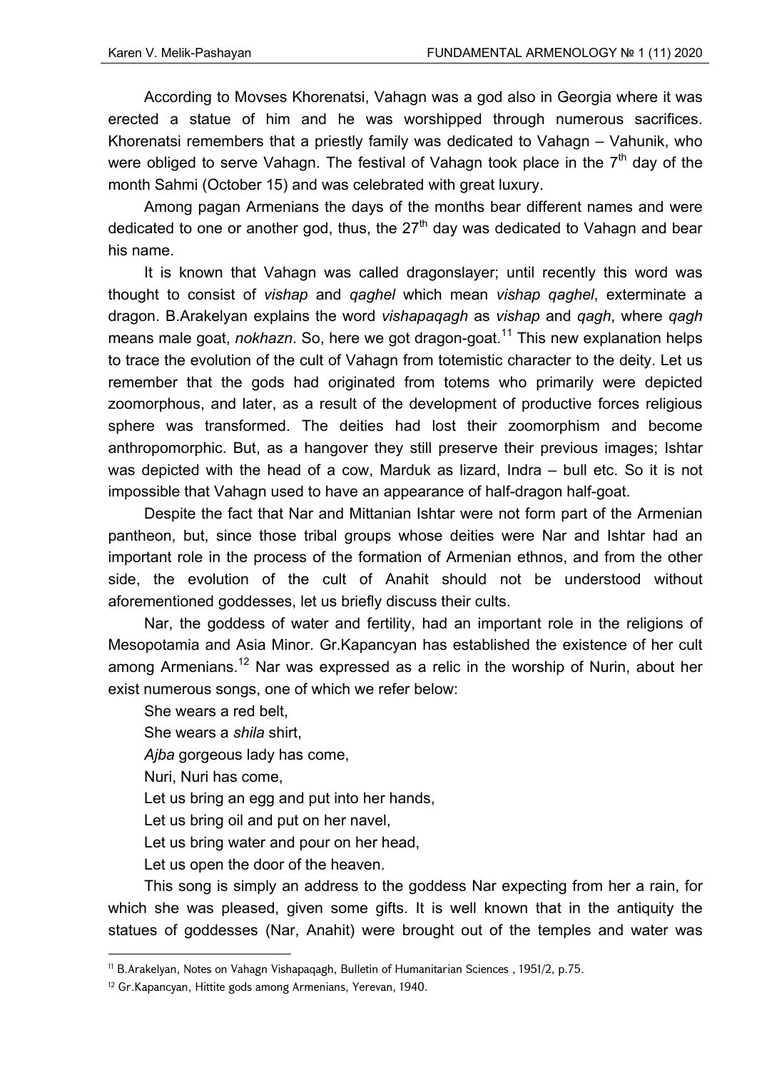According to Movses Khorenatsi, Vahagn was a god also in Georgia where it was erected a statue of him and he was worshipped through numerous sacrifices. Khorenatsi remembers that a priestly family was dedicated to Vahagn – Vahunik, who were obliged to serve Vahagn. The festival of Vahagn took place in the 7th day of the month Sahmi (October 15) and was celebrated with great luxury.

Among pagan Armenians the days of the months bear different names and were dedicated to one or another god, thus, the 27th day was dedicated to Vahagn and bear his name.

It is known that Vahagn was called dragonslayer; until recently this word was thought to consist of *vishap* and *qaghel* which mean *vishap qaghel*, exterminate a dragon. B.Arakelyan explains the word *vishapaqagh* as *vishap* and *qagh*, where *qagh* means male goat, *nokhazn*. So, here we got dragon-goat.[11] This new explanation helps to trace the evolution of the cult of Vahagn from totemistic character to the deity. Let us remember that the gods had originated from totems who primarily were depicted zoomorphous, and later, as a result of the development of productive forces religious sphere was transformed. The deities had lost their zoomorphism and become anthropomorphic. But, as a hangover they still preserve their previous images; Ishtar was depicted with the head of a cow, Marduk as lizard, Indra – bull etc. So it is not impossible that Vahagn used to have an appearance of half-dragon half-goat.

Despite the fact that Nar and Mittanian Ishtar were not form part of the Armenian pantheon, but, since those tribal groups whose deities were Nar and Ishtar had an important role in the process of the formation of Armenian ethnos, and from the other side, the evolution of the cult of Anahit should not be understood without aforementioned goddesses, let us briefly discuss their cults.

Nar, the goddess of water and fertility, had an important role in the religions of Mesopotamia and Asia Minor. Gr.Kapancyan has established the existence of her cult among Armenians.[12] Nar was expressed as a relic in the worship of Nurin, about her exist numerous songs, one of which we refer below:

She wears a red belt,  
She wears a *shila* shirt,  
*Ajba* gorgeous lady has come,  
Nuri, Nuri has come,  
Let us bring an egg and put into her hands,  
Let us bring oil and put on her navel,  
Let us bring water and pour on her head,  
Let us open the door of the heaven.

This song is simply an address to the goddess Nar expecting from her a rain, for which she was pleased, given some gifts. It is well known that in the antiquity the statues of goddesses (Nar, Anahit) were brought out of the temples and water was

---

[11] B.Arakelyan, Notes on Vahagn Vishapaqagh, Bulletin of Humanitarian Sciences , 1951/2, p.75.

[12] Gr.Kapancyan, Hittite gods among Armenians, Yerevan, 1940.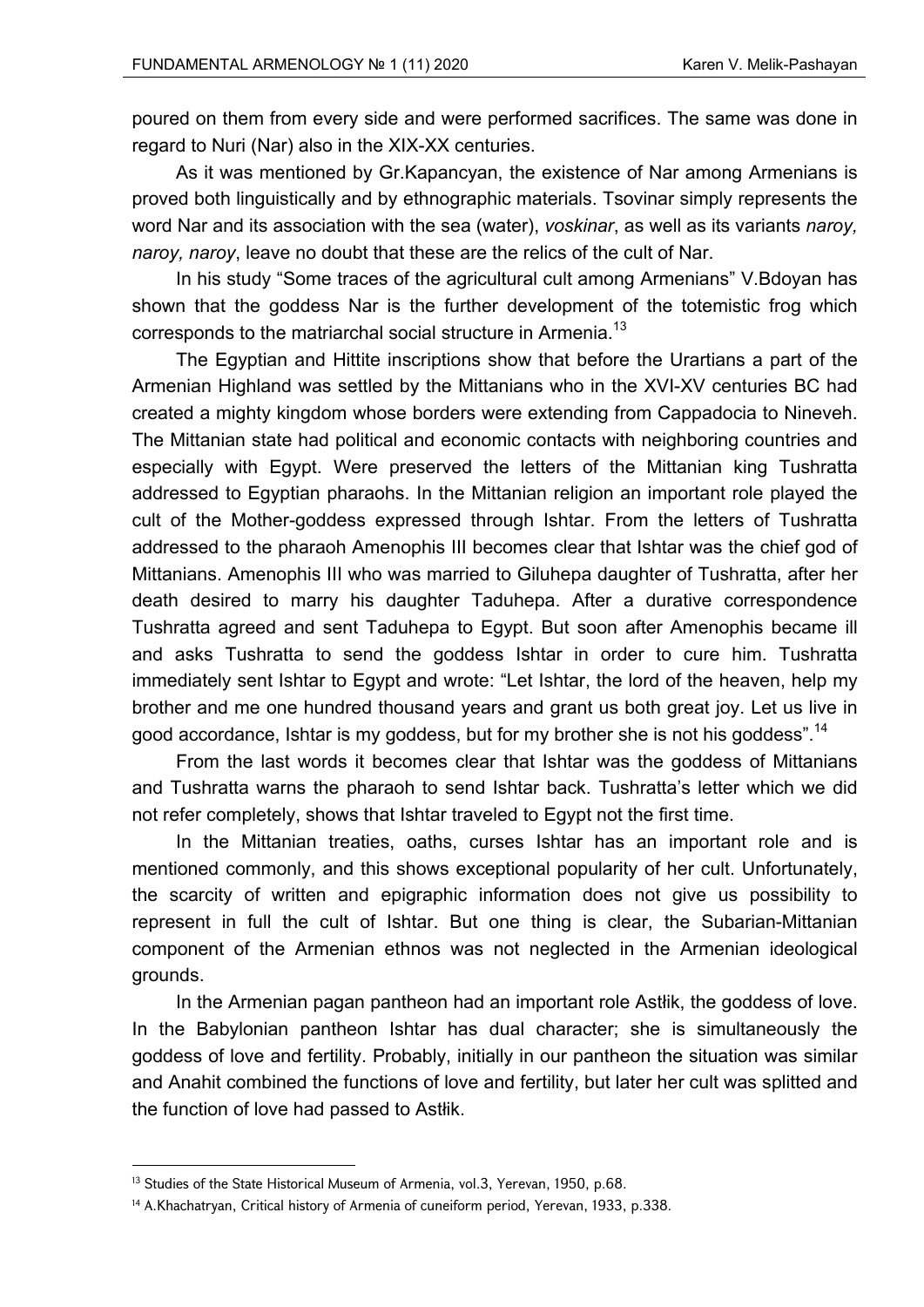poured on them from every side and were performed sacrifices. The same was done in regard to Nuri (Nar) also in the XIX-XX centuries.

As it was mentioned by Gr.Kapancyan, the existence of Nar among Armenians is proved both linguistically and by ethnographic materials. Tsovinar simply represents the word Nar and its association with the sea (water), *voskinar*, as well as its variants *naroy, naroy, naroy*, leave no doubt that these are the relics of the cult of Nar.

In his study "Some traces of the agricultural cult among Armenians" V.Bdoyan has shown that the goddess Nar is the further development of the totemistic frog which corresponds to the matriarchal social structure in Armenia.[13]

The Egyptian and Hittite inscriptions show that before the Urartians a part of the Armenian Highland was settled by the Mittanians who in the XVI-XV centuries BC had created a mighty kingdom whose borders were extending from Cappadocia to Nineveh. The Mittanian state had political and economic contacts with neighboring countries and especially with Egypt. Were preserved the letters of the Mittanian king Tushratta addressed to Egyptian pharaohs. In the Mittanian religion an important role played the cult of the Mother-goddess expressed through Ishtar. From the letters of Tushratta addressed to the pharaoh Amenophis III becomes clear that Ishtar was the chief god of Mittanians. Amenophis III who was married to Giluhepa daughter of Tushratta, after her death desired to marry his daughter Taduhepa. After a durative correspondence Tushratta agreed and sent Taduhepa to Egypt. But soon after Amenophis became ill and asks Tushratta to send the goddess Ishtar in order to cure him. Tushratta immediately sent Ishtar to Egypt and wrote: "Let Ishtar, the lord of the heaven, help my brother and me one hundred thousand years and grant us both great joy. Let us live in good accordance, Ishtar is my goddess, but for my brother she is not his goddess".[14]

From the last words it becomes clear that Ishtar was the goddess of Mittanians and Tushratta warns the pharaoh to send Ishtar back. Tushratta's letter which we did not refer completely, shows that Ishtar traveled to Egypt not the first time.

In the Mittanian treaties, oaths, curses Ishtar has an important role and is mentioned commonly, and this shows exceptional popularity of her cult. Unfortunately, the scarcity of written and epigraphic information does not give us possibility to represent in full the cult of Ishtar. But one thing is clear, the Subarian-Mittanian component of the Armenian ethnos was not neglected in the Armenian ideological grounds.

In the Armenian pagan pantheon had an important role Astłik, the goddess of love. In the Babylonian pantheon Ishtar has dual character; she is simultaneously the goddess of love and fertility. Probably, initially in our pantheon the situation was similar and Anahit combined the functions of love and fertility, but later her cult was splitted and the function of love had passed to Astłik.

---

[13] Studies of the State Historical Museum of Armenia, vol.3, Yerevan, 1950, p.68.

[14] A.Khachatryan, Critical history of Armenia of cuneiform period, Yerevan, 1933, p.338.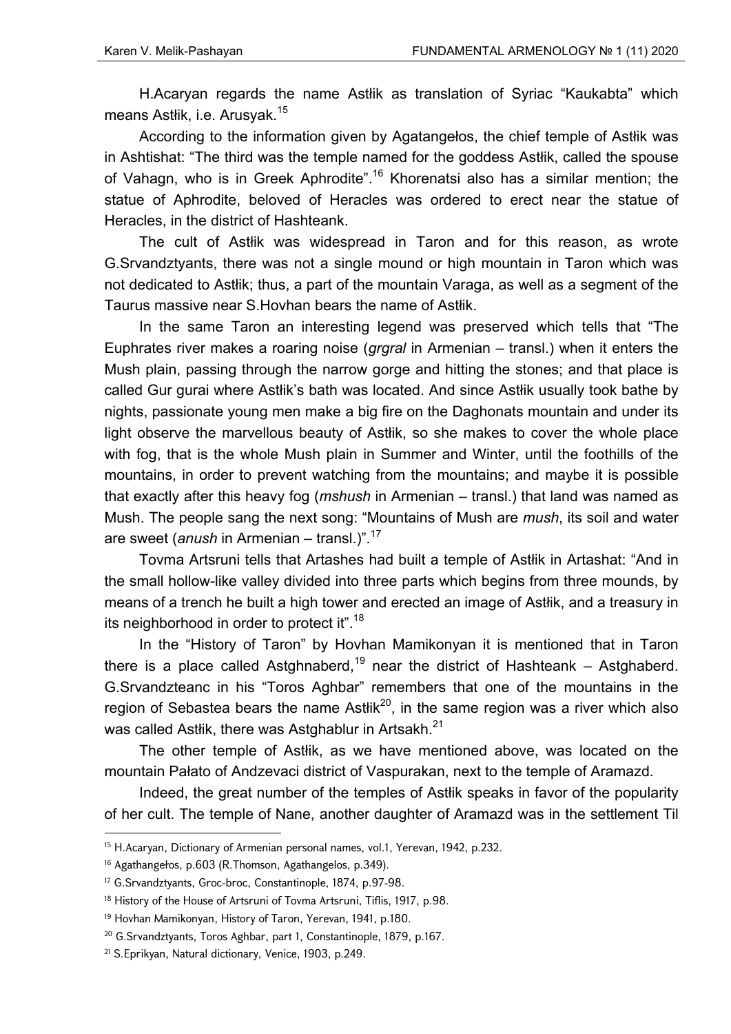H.Acaryan regards the name Astłik as translation of Syriac "Kaukabta" which means Astłik, i.e. Arusyak.[15]

According to the information given by Agatangełos, the chief temple of Astłik was in Ashtishat: "The third was the temple named for the goddess Astłik, called the spouse of Vahagn, who is in Greek Aphrodite".[16] Khorenatsi also has a similar mention; the statue of Aphrodite, beloved of Heracles was ordered to erect near the statue of Heracles, in the district of Hashteank.

The cult of Astłik was widespread in Taron and for this reason, as wrote G.Srvandztyants, there was not a single mound or high mountain in Taron which was not dedicated to Astłik; thus, a part of the mountain Varaga, as well as a segment of the Taurus massive near S.Hovhan bears the name of Astłik.

In the same Taron an interesting legend was preserved which tells that "The Euphrates river makes a roaring noise (*grgral* in Armenian – transl.) when it enters the Mush plain, passing through the narrow gorge and hitting the stones; and that place is called Gur gurai where Astłik's bath was located. And since Astłik usually took bathe by nights, passionate young men make a big fire on the Daghonats mountain and under its light observe the marvellous beauty of Astłik, so she makes to cover the whole place with fog, that is the whole Mush plain in Summer and Winter, until the foothills of the mountains, in order to prevent watching from the mountains; and maybe it is possible that exactly after this heavy fog (*mshush* in Armenian – transl.) that land was named as Mush. The people sang the next song: "Mountains of Mush are *mush*, its soil and water are sweet (*anush* in Armenian – transl.)".[17]

Tovma Artsruni tells that Artashes had built a temple of Astłik in Artashat: "And in the small hollow-like valley divided into three parts which begins from three mounds, by means of a trench he built a high tower and erected an image of Astłik, and a treasury in its neighborhood in order to protect it".[18]

In the "History of Taron" by Hovhan Mamikonyan it is mentioned that in Taron there is a place called Astghnaberd,[19] near the district of Hashteank – Astghaberd. G.Srvandzteanc in his "Toros Aghbar" remembers that one of the mountains in the region of Sebastea bears the name Astłik[20], in the same region was a river which also was called Astłik, there was Astghablur in Artsakh.[21]

The other temple of Astłik, as we have mentioned above, was located on the mountain Pałato of Andzevaci district of Vaspurakan, next to the temple of Aramazd.

Indeed, the great number of the temples of Astłik speaks in favor of the popularity of her cult. The temple of Nane, another daughter of Aramazd was in the settlement Til

---

[15] H.Acaryan, Dictionary of Armenian personal names, vol.1, Yerevan, 1942, p.232.

[16] Agathangełos, p.603 (R.Thomson, Agathangelos, p.349).

[17] G.Srvandztyants, Groc-broc, Constantinople, 1874, p.97-98.

[18] History of the House of Artsruni of Tovma Artsruni, Tiflis, 1917, p.98.

[19] Hovhan Mamikonyan, History of Taron, Yerevan, 1941, p.180.

[20] G.Srvandztyants, Toros Aghbar, part 1, Constantinople, 1879, p.167.

[21] S.Eprikyan, Natural dictionary, Venice, 1903, p.249.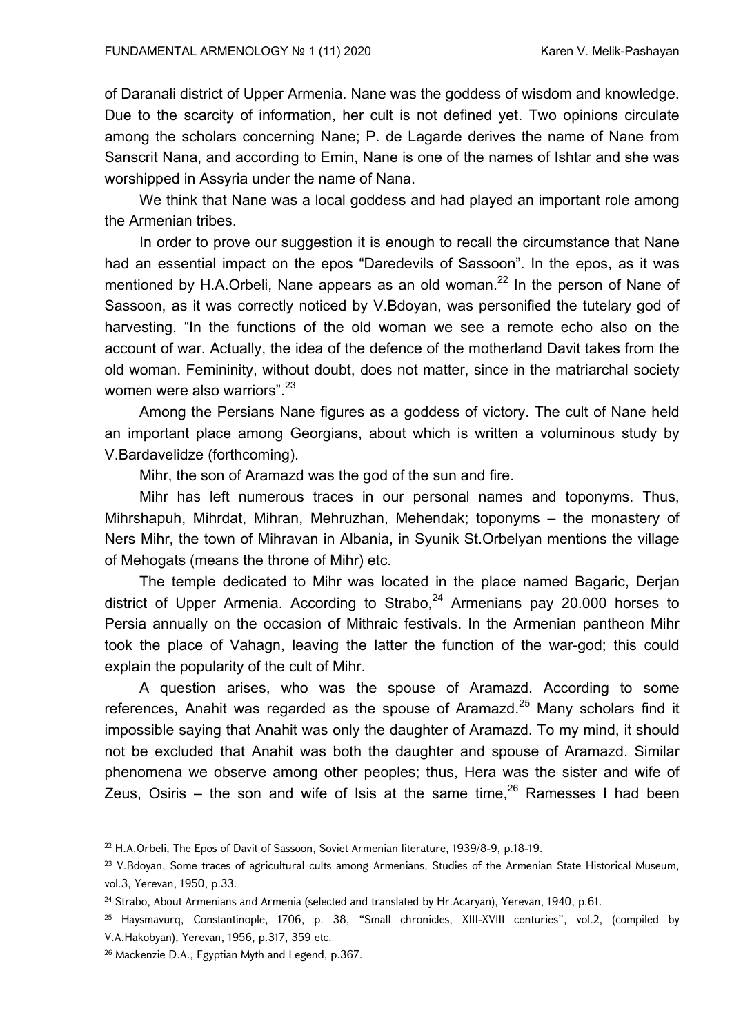of Daranałi district of Upper Armenia. Nane was the goddess of wisdom and knowledge. Due to the scarcity of information, her cult is not defined yet. Two opinions circulate among the scholars concerning Nane; P. de Lagarde derives the name of Nane from Sanscrit Nana, and according to Emin, Nane is one of the names of Ishtar and she was worshipped in Assyria under the name of Nana.

We think that Nane was a local goddess and had played an important role among the Armenian tribes.

In order to prove our suggestion it is enough to recall the circumstance that Nane had an essential impact on the epos "Daredevils of Sassoon". In the epos, as it was mentioned by H.A.Orbeli, Nane appears as an old woman.[22] In the person of Nane of Sassoon, as it was correctly noticed by V.Bdoyan, was personified the tutelary god of harvesting. "In the functions of the old woman we see a remote echo also on the account of war. Actually, the idea of the defence of the motherland Davit takes from the old woman. Femininity, without doubt, does not matter, since in the matriarchal society women were also warriors".[23]

Among the Persians Nane figures as a goddess of victory. The cult of Nane held an important place among Georgians, about which is written a voluminous study by V.Bardavelidze (forthcoming).

Mihr, the son of Aramazd was the god of the sun and fire.

Mihr has left numerous traces in our personal names and toponyms. Thus, Mihrshapuh, Mihrdat, Mihran, Mehruzhan, Mehendak; toponyms – the monastery of Ners Mihr, the town of Mihravan in Albania, in Syunik St.Orbelyan mentions the village of Mehogats (means the throne of Mihr) etc.

The temple dedicated to Mihr was located in the place named Bagaric, Derjan district of Upper Armenia. According to Strabo,[24] Armenians pay 20.000 horses to Persia annually on the occasion of Mithraic festivals. In the Armenian pantheon Mihr took the place of Vahagn, leaving the latter the function of the war-god; this could explain the popularity of the cult of Mihr.

A question arises, who was the spouse of Aramazd. According to some references, Anahit was regarded as the spouse of Aramazd.[25] Many scholars find it impossible saying that Anahit was only the daughter of Aramazd. To my mind, it should not be excluded that Anahit was both the daughter and spouse of Aramazd. Similar phenomena we observe among other peoples; thus, Hera was the sister and wife of Zeus, Osiris – the son and wife of Isis at the same time,[26] Ramesses I had been

---

[22] H.A.Orbeli, The Epos of Davit of Sassoon, Soviet Armenian literature, 1939/8-9, p.18-19.

[23] V.Bdoyan, Some traces of agricultural cults among Armenians, Studies of the Armenian State Historical Museum, vol.3, Yerevan, 1950, p.33.

[24] Strabo, About Armenians and Armenia (selected and translated by Hr.Acaryan), Yerevan, 1940, p.61.

[25] Haysmavurq, Constantinople, 1706, p. 38, "Small chronicles, XIII-XVIII centuries", vol.2, (compiled by V.A.Hakobyan), Yerevan, 1956, p.317, 359 etc.

[26] Mackenzie D.A., Egyptian Myth and Legend, p.367.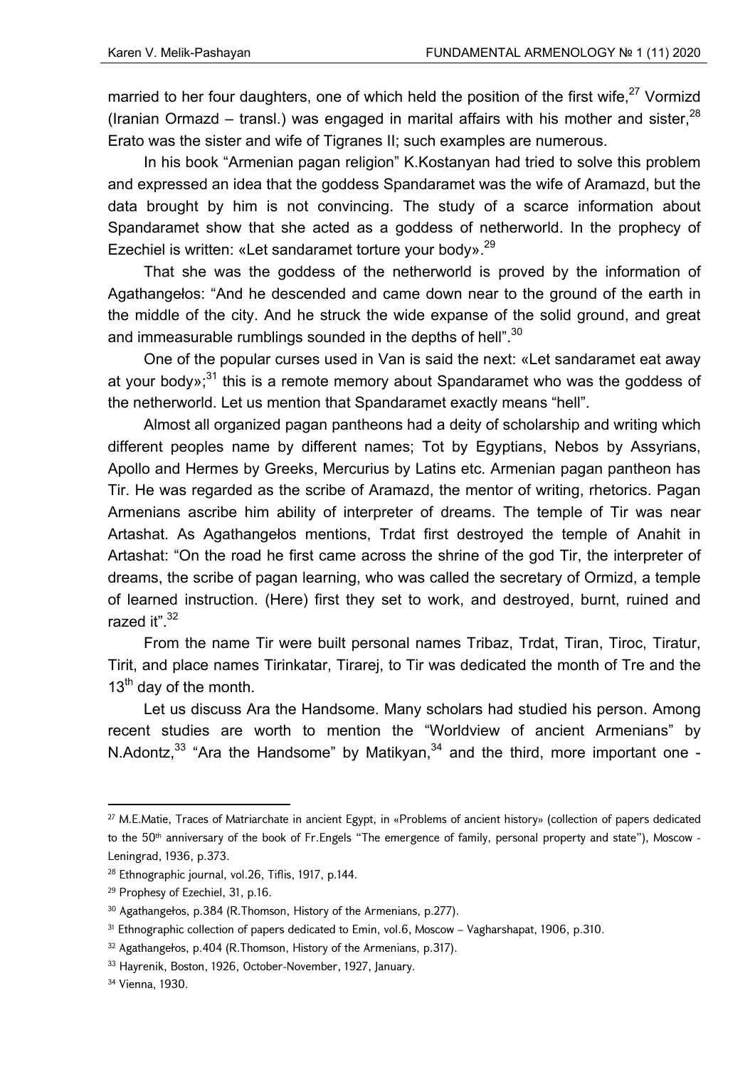married to her four daughters, one of which held the position of the first wife,[27] Vormizd (Iranian Ormazd – transl.) was engaged in marital affairs with his mother and sister,[28] Erato was the sister and wife of Tigranes II; such examples are numerous.

In his book "Armenian pagan religion" K.Kostanyan had tried to solve this problem and expressed an idea that the goddess Spandaramet was the wife of Aramazd, but the data brought by him is not convincing. The study of a scarce information about Spandaramet show that she acted as a goddess of netherworld. In the prophecy of Ezechiel is written: «Let sandaramet torture your body».[29]

That she was the goddess of the netherworld is proved by the information of Agathangełos: "And he descended and came down near to the ground of the earth in the middle of the city. And he struck the wide expanse of the solid ground, and great and immeasurable rumblings sounded in the depths of hell".[30]

One of the popular curses used in Van is said the next: «Let sandaramet eat away at your body»;[31] this is a remote memory about Spandaramet who was the goddess of the netherworld. Let us mention that Spandaramet exactly means "hell".

Almost all organized pagan pantheons had a deity of scholarship and writing which different peoples name by different names; Tot by Egyptians, Nebos by Assyrians, Apollo and Hermes by Greeks, Mercurius by Latins etc. Armenian pagan pantheon has Tir. He was regarded as the scribe of Aramazd, the mentor of writing, rhetorics. Pagan Armenians ascribe him ability of interpreter of dreams. The temple of Tir was near Artashat. As Agathangełos mentions, Trdat first destroyed the temple of Anahit in Artashat: "On the road he first came across the shrine of the god Tir, the interpreter of dreams, the scribe of pagan learning, who was called the secretary of Ormizd, a temple of learned instruction. (Here) first they set to work, and destroyed, burnt, ruined and razed it".[32]

From the name Tir were built personal names Tribaz, Trdat, Tiran, Tiroc, Tiratur, Tirit, and place names Tirinkatar, Tirarej, to Tir was dedicated the month of Tre and the 13th day of the month.

Let us discuss Ara the Handsome. Many scholars had studied his person. Among recent studies are worth to mention the "Worldview of ancient Armenians" by N.Adontz,[33] "Ara the Handsome" by Matikyan,[34] and the third, more important one -

---

[27] M.E.Matie, Traces of Matriarchate in ancient Egypt, in «Problems of ancient history» (collection of papers dedicated to the 50th anniversary of the book of Fr.Engels "The emergence of family, personal property and state"), Moscow - Leningrad, 1936, p.373.

[28] Ethnographic journal, vol.26, Tiflis, 1917, p.144.

[29] Prophesy of Ezechiel, 31, p.16.

[30] Agathangełos, p.384 (R.Thomson, History of the Armenians, p.277).

[31] Ethnographic collection of papers dedicated to Emin, vol.6, Moscow – Vagharshapat, 1906, p.310.

[32] Agathangełos, p.404 (R.Thomson, History of the Armenians, p.317).

[33] Hayrenik, Boston, 1926, October-November, 1927, January.

[34] Vienna, 1930.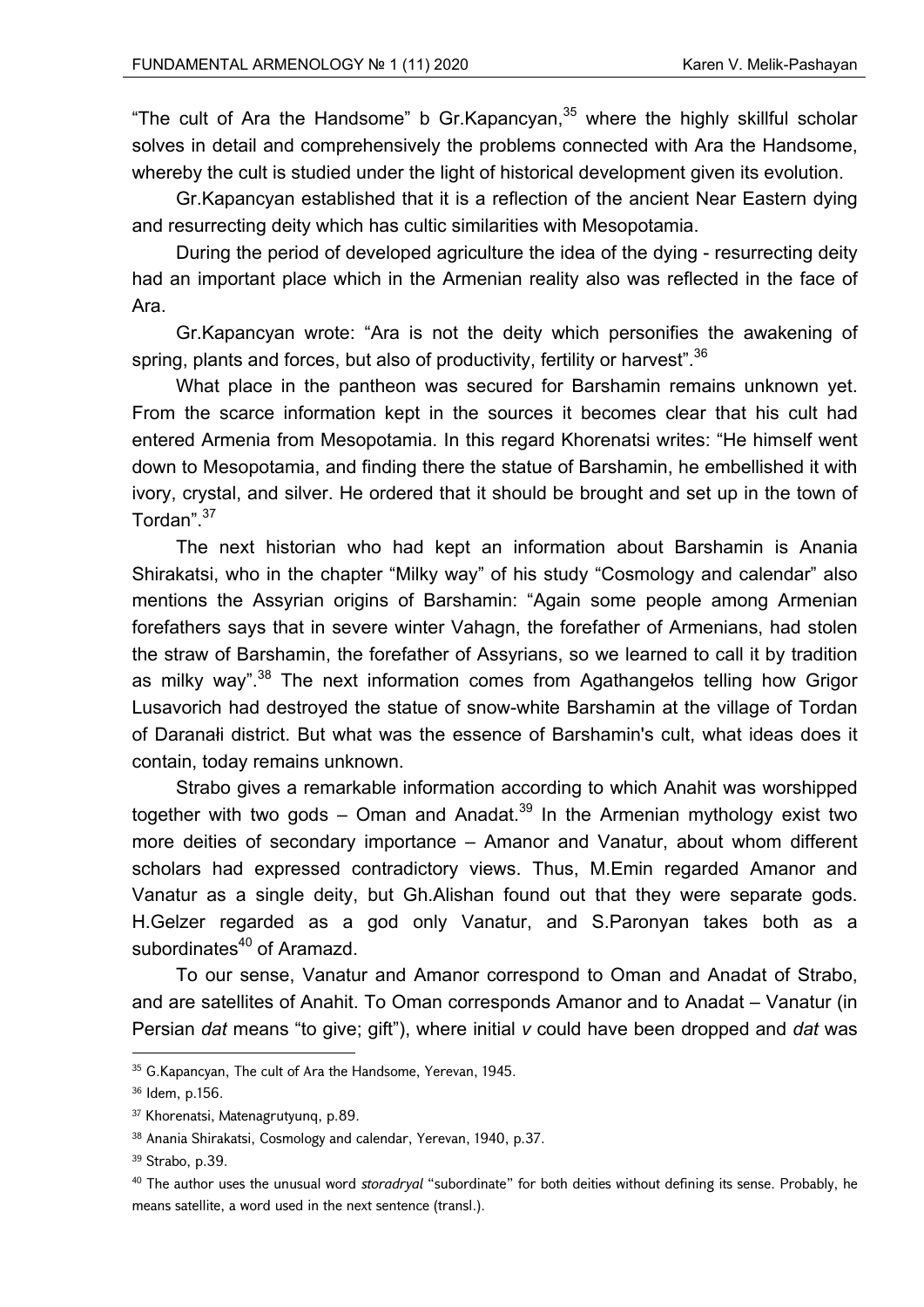"The cult of Ara the Handsome" b Gr.Kapancyan,[35] where the highly skillful scholar solves in detail and comprehensively the problems connected with Ara the Handsome, whereby the cult is studied under the light of historical development given its evolution.

Gr.Kapancyan established that it is a reflection of the ancient Near Eastern dying and resurrecting deity which has cultic similarities with Mesopotamia.

During the period of developed agriculture the idea of the dying - resurrecting deity had an important place which in the Armenian reality also was reflected in the face of Ara.

Gr.Kapancyan wrote: "Ara is not the deity which personifies the awakening of spring, plants and forces, but also of productivity, fertility or harvest".[36]

What place in the pantheon was secured for Barshamin remains unknown yet. From the scarce information kept in the sources it becomes clear that his cult had entered Armenia from Mesopotamia. In this regard Khorenatsi writes: "He himself went down to Mesopotamia, and finding there the statue of Barshamin, he embellished it with ivory, crystal, and silver. He ordered that it should be brought and set up in the town of Tordan".[37]

The next historian who had kept an information about Barshamin is Anania Shirakatsi, who in the chapter "Milky way" of his study "Cosmology and calendar" also mentions the Assyrian origins of Barshamin: "Again some people among Armenian forefathers says that in severe winter Vahagn, the forefather of Armenians, had stolen the straw of Barshamin, the forefather of Assyrians, so we learned to call it by tradition as milky way".[38] The next information comes from Agathangełos telling how Grigor Lusavorich had destroyed the statue of snow-white Barshamin at the village of Tordan of Daranałi district. But what was the essence of Barshamin's cult, what ideas does it contain, today remains unknown.

Strabo gives a remarkable information according to which Anahit was worshipped together with two gods – Oman and Anadat.[39] In the Armenian mythology exist two more deities of secondary importance – Amanor and Vanatur, about whom different scholars had expressed contradictory views. Thus, M.Emin regarded Amanor and Vanatur as a single deity, but Gh.Alishan found out that they were separate gods. H.Gelzer regarded as a god only Vanatur, and S.Paronyan takes both as a subordinates[40] of Aramazd.

To our sense, Vanatur and Amanor correspond to Oman and Anadat of Strabo, and are satellites of Anahit. To Oman corresponds Amanor and to Anadat – Vanatur (in Persian *dat* means "to give; gift"), where initial *v* could have been dropped and *dat* was

---

[35] G.Kapancyan, The cult of Ara the Handsome, Yerevan, 1945.

[36] Idem, p.156.

[37] Khorenatsi, Matenagrutyunq, p.89.

[38] Anania Shirakatsi, Cosmology and calendar, Yerevan, 1940, p.37.

[39] Strabo, p.39.

[40] The author uses the unusual word *storadryal* "subordinate" for both deities without defining its sense. Probably, he means satellite, a word used in the next sentence (transl.).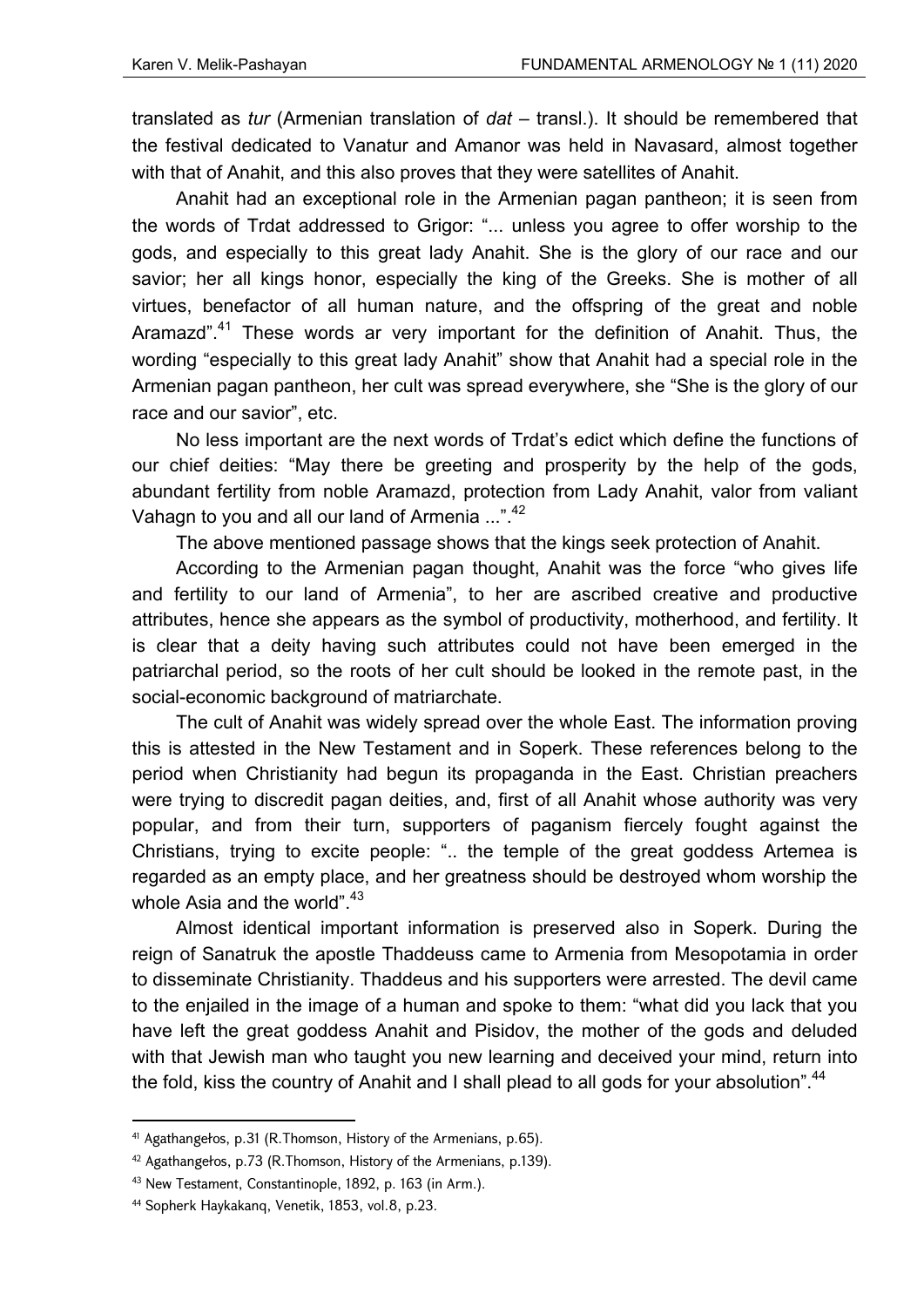translated as *tur* (Armenian translation of *dat* – transl.). It should be remembered that the festival dedicated to Vanatur and Amanor was held in Navasard, almost together with that of Anahit, and this also proves that they were satellites of Anahit.

Anahit had an exceptional role in the Armenian pagan pantheon; it is seen from the words of Trdat addressed to Grigor: "... unless you agree to offer worship to the gods, and especially to this great lady Anahit. She is the glory of our race and our savior; her all kings honor, especially the king of the Greeks. She is mother of all virtues, benefactor of all human nature, and the offspring of the great and noble Aramazd".[41] These words ar very important for the definition of Anahit. Thus, the wording "especially to this great lady Anahit" show that Anahit had a special role in the Armenian pagan pantheon, her cult was spread everywhere, she "She is the glory of our race and our savior", etc.

No less important are the next words of Trdat's edict which define the functions of our chief deities: "May there be greeting and prosperity by the help of the gods, abundant fertility from noble Aramazd, protection from Lady Anahit, valor from valiant Vahagn to you and all our land of Armenia ...".[42]

The above mentioned passage shows that the kings seek protection of Anahit.

According to the Armenian pagan thought, Anahit was the force "who gives life and fertility to our land of Armenia", to her are ascribed creative and productive attributes, hence she appears as the symbol of productivity, motherhood, and fertility. It is clear that a deity having such attributes could not have been emerged in the patriarchal period, so the roots of her cult should be looked in the remote past, in the social-economic background of matriarchate.

The cult of Anahit was widely spread over the whole East. The information proving this is attested in the New Testament and in Soperk. These references belong to the period when Christianity had begun its propaganda in the East. Christian preachers were trying to discredit pagan deities, and, first of all Anahit whose authority was very popular, and from their turn, supporters of paganism fiercely fought against the Christians, trying to excite people: ".. the temple of the great goddess Artemea is regarded as an empty place, and her greatness should be destroyed whom worship the whole Asia and the world".[43]

Almost identical important information is preserved also in Soperk. During the reign of Sanatruk the apostle Thaddeuss came to Armenia from Mesopotamia in order to disseminate Christianity. Thaddeus and his supporters were arrested. The devil came to the enjailed in the image of a human and spoke to them: "what did you lack that you have left the great goddess Anahit and Pisidov, the mother of the gods and deluded with that Jewish man who taught you new learning and deceived your mind, return into the fold, kiss the country of Anahit and I shall plead to all gods for your absolution".[44]

---

[41] Agathangełos, p.31 (R.Thomson, History of the Armenians, p.65).

[42] Agathangełos, p.73 (R.Thomson, History of the Armenians, p.139).

[43] New Testament, Constantinople, 1892, p. 163 (in Arm.).

[44] Sopherk Haykakanq, Venetik, 1853, vol.8, p.23.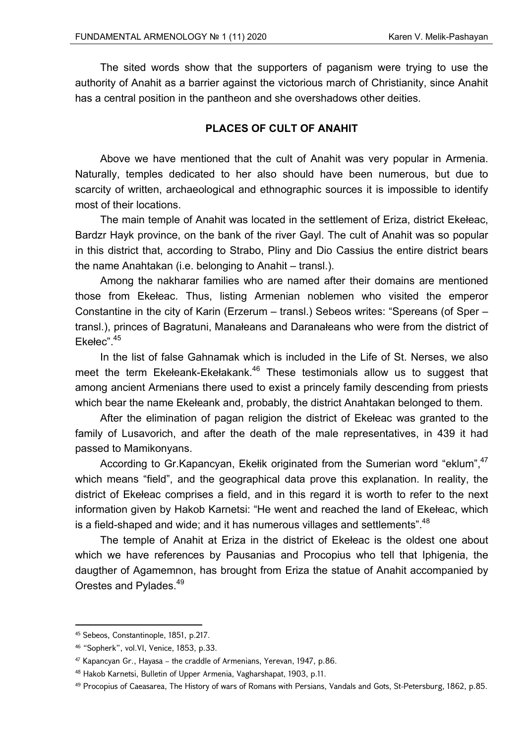The sited words show that the supporters of paganism were trying to use the authority of Anahit as a barrier against the victorious march of Christianity, since Anahit has a central position in the pantheon and she overshadows other deities.

## PLACES OF CULT OF ANAHIT

Above we have mentioned that the cult of Anahit was very popular in Armenia. Naturally, temples dedicated to her also should have been numerous, but due to scarcity of written, archaeological and ethnographic sources it is impossible to identify most of their locations.

The main temple of Anahit was located in the settlement of Eriza, district Ekełeac, Bardzr Hayk province, on the bank of the river Gayl. The cult of Anahit was so popular in this district that, according to Strabo, Pliny and Dio Cassius the entire district bears the name Anahtakan (i.e. belonging to Anahit – transl.).

Among the nakharar families who are named after their domains are mentioned those from Ekełeac. Thus, listing Armenian noblemen who visited the emperor Constantine in the city of Karin (Erzerum – transl.) Sebeos writes: "Spereans (of Sper – transl.), princes of Bagratuni, Manałeans and Daranałeans who were from the district of Ekełec".[45]

In the list of false Gahnamak which is included in the Life of St. Nerses, we also meet the term Ekełeank-Ekełakank.[46] These testimonials allow us to suggest that among ancient Armenians there used to exist a princely family descending from priests which bear the name Ekełeank and, probably, the district Anahtakan belonged to them.

After the elimination of pagan religion the district of Ekełeac was granted to the family of Lusavorich, and after the death of the male representatives, in 439 it had passed to Mamikonyans.

According to Gr.Kapancyan, Ekełik originated from the Sumerian word "eklum",[47] which means "field", and the geographical data prove this explanation. In reality, the district of Ekełeac comprises a field, and in this regard it is worth to refer to the next information given by Hakob Karnetsi: "He went and reached the land of Ekełeac, which is a field-shaped and wide; and it has numerous villages and settlements".[48]

The temple of Anahit at Eriza in the district of Ekełeac is the oldest one about which we have references by Pausanias and Procopius who tell that Iphigenia, the daugther of Agamemnon, has brought from Eriza the statue of Anahit accompanied by Orestes and Pylades.[49]

---

[45] Sebeos, Constantinople, 1851, p.217.

[46] "Sopherk", vol.VI, Venice, 1853, p.33.

[47] Kapancyan Gr., Hayasa – the craddle of Armenians, Yerevan, 1947, p.86.

[48] Hakob Karnetsi, Bulletin of Upper Armenia, Vagharshapat, 1903, p.11.

[49] Procopius of Caeasarea, The History of wars of Romans with Persians, Vandals and Gots, St-Petersburg, 1862, p.85.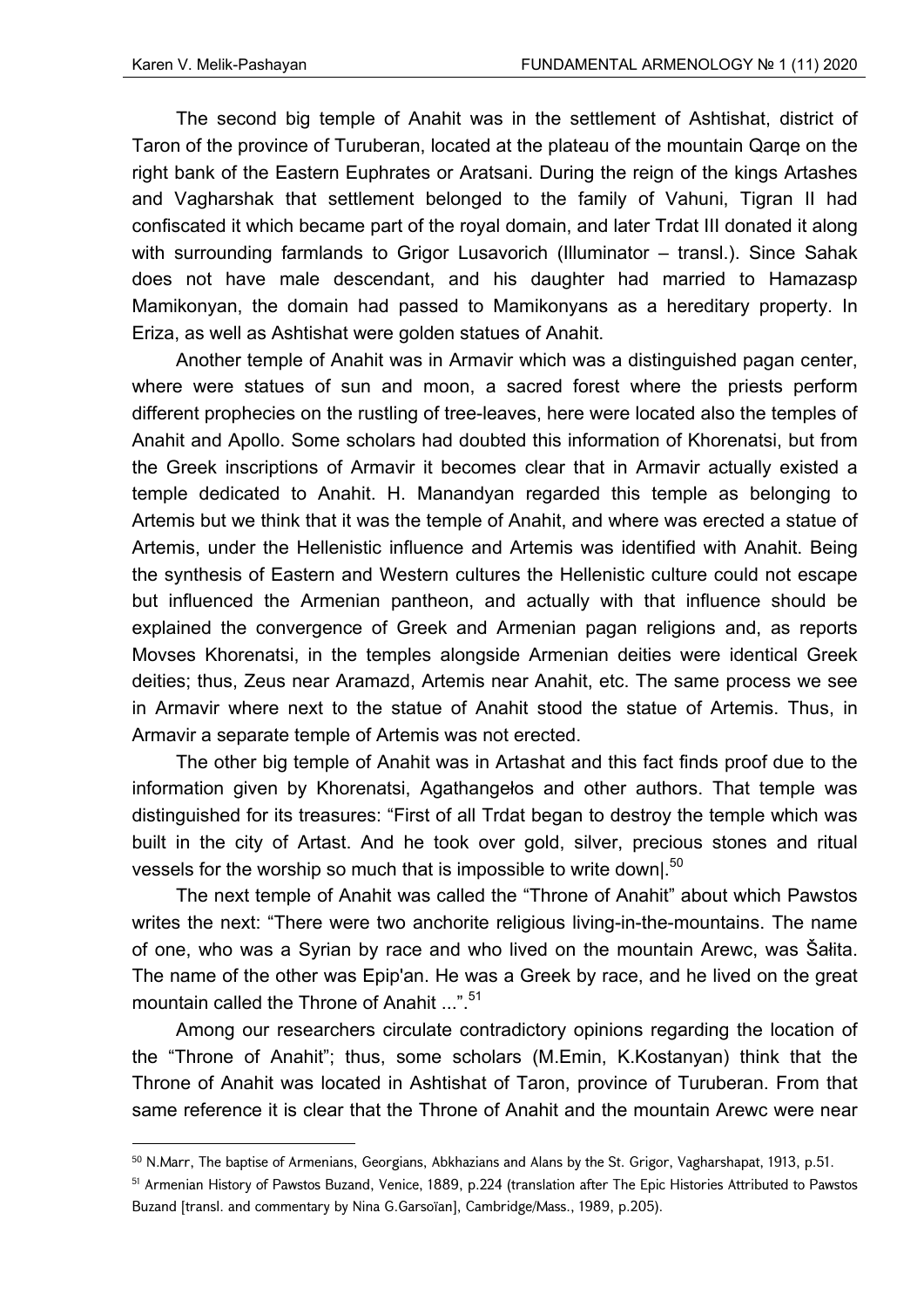The second big temple of Anahit was in the settlement of Ashtishat, district of Taron of the province of Turuberan, located at the plateau of the mountain Qarqe on the right bank of the Eastern Euphrates or Aratsani. During the reign of the kings Artashes and Vagharshak that settlement belonged to the family of Vahuni, Tigran II had confiscated it which became part of the royal domain, and later Trdat III donated it along with surrounding farmlands to Grigor Lusavorich (Illuminator – transl.). Since Sahak does not have male descendant, and his daughter had married to Hamazasp Mamikonyan, the domain had passed to Mamikonyans as a hereditary property. In Eriza, as well as Ashtishat were golden statues of Anahit.

Another temple of Anahit was in Armavir which was a distinguished pagan center, where were statues of sun and moon, a sacred forest where the priests perform different prophecies on the rustling of tree-leaves, here were located also the temples of Anahit and Apollo. Some scholars had doubted this information of Khorenatsi, but from the Greek inscriptions of Armavir it becomes clear that in Armavir actually existed a temple dedicated to Anahit. H. Manandyan regarded this temple as belonging to Artemis but we think that it was the temple of Anahit, and where was erected a statue of Artemis, under the Hellenistic influence and Artemis was identified with Anahit. Being the synthesis of Eastern and Western cultures the Hellenistic culture could not escape but influenced the Armenian pantheon, and actually with that influence should be explained the convergence of Greek and Armenian pagan religions and, as reports Movses Khorenatsi, in the temples alongside Armenian deities were identical Greek deities; thus, Zeus near Aramazd, Artemis near Anahit, etc. The same process we see in Armavir where next to the statue of Anahit stood the statue of Artemis. Thus, in Armavir a separate temple of Artemis was not erected.

The other big temple of Anahit was in Artashat and this fact finds proof due to the information given by Khorenatsi, Agathangełos and other authors. That temple was distinguished for its treasures: "First of all Trdat began to destroy the temple which was built in the city of Artast. And he took over gold, silver, precious stones and ritual vessels for the worship so much that is impossible to write down|.[50]

The next temple of Anahit was called the "Throne of Anahit" about which Pawstos writes the next: "There were two anchorite religious living-in-the-mountains. The name of one, who was a Syrian by race and who lived on the mountain Arewc, was Šałita. The name of the other was Epip'an. He was a Greek by race, and he lived on the great mountain called the Throne of Anahit ...".[51]

Among our researchers circulate contradictory opinions regarding the location of the "Throne of Anahit"; thus, some scholars (M.Emin, K.Kostanyan) think that the Throne of Anahit was located in Ashtishat of Taron, province of Turuberan. From that same reference it is clear that the Throne of Anahit and the mountain Arewc were near

---

[50] N.Marr, The baptise of Armenians, Georgians, Abkhazians and Alans by the St. Grigor, Vagharshapat, 1913, p.51.

[51] Armenian History of Pawstos Buzand, Venice, 1889, p.224 (translation after The Epic Histories Attributed to Pawstos Buzand [transl. and commentary by Nina G.Garsoïan], Cambridge/Mass., 1989, p.205).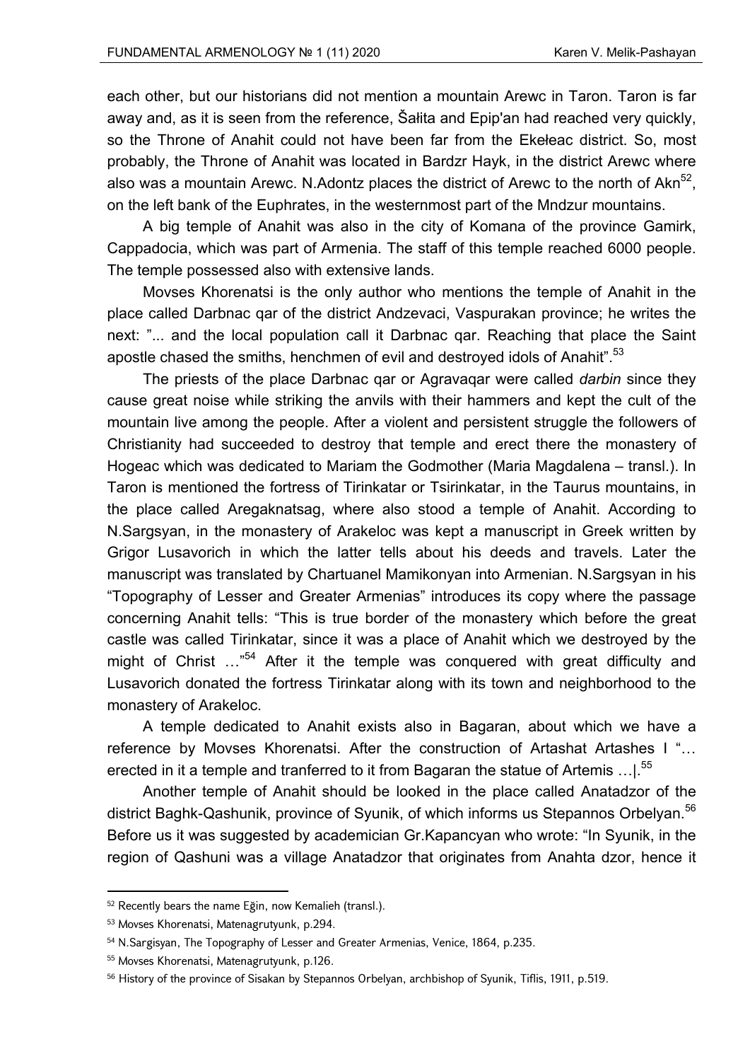each other, but our historians did not mention a mountain Arewc in Taron. Taron is far away and, as it is seen from the reference, Šałita and Epip'an had reached very quickly, so the Throne of Anahit could not have been far from the Ekełeac district. So, most probably, the Throne of Anahit was located in Bardzr Hayk, in the district Arewc where also was a mountain Arewc. N.Adontz places the district of Arewc to the north of Akn[52], on the left bank of the Euphrates, in the westernmost part of the Mndzur mountains.

A big temple of Anahit was also in the city of Komana of the province Gamirk, Cappadocia, which was part of Armenia. The staff of this temple reached 6000 people. The temple possessed also with extensive lands.

Movses Khorenatsi is the only author who mentions the temple of Anahit in the place called Darbnac qar of the district Andzevaci, Vaspurakan province; he writes the next: "... and the local population call it Darbnac qar. Reaching that place the Saint apostle chased the smiths, henchmen of evil and destroyed idols of Anahit".[53]

The priests of the place Darbnac qar or Agravaqar were called *darbin* since they cause great noise while striking the anvils with their hammers and kept the cult of the mountain live among the people. After a violent and persistent struggle the followers of Christianity had succeeded to destroy that temple and erect there the monastery of Hogeac which was dedicated to Mariam the Godmother (Maria Magdalena – transl.). In Taron is mentioned the fortress of Tirinkatar or Tsirinkatar, in the Taurus mountains, in the place called Aregaknatsag, where also stood a temple of Anahit. According to N.Sargsyan, in the monastery of Arakeloc was kept a manuscript in Greek written by Grigor Lusavorich in which the latter tells about his deeds and travels. Later the manuscript was translated by Chartuanel Mamikonyan into Armenian. N.Sargsyan in his "Topography of Lesser and Greater Armenias" introduces its copy where the passage concerning Anahit tells: "This is true border of the monastery which before the great castle was called Tirinkatar, since it was a place of Anahit which we destroyed by the might of Christ …"[54] After it the temple was conquered with great difficulty and Lusavorich donated the fortress Tirinkatar along with its town and neighborhood to the monastery of Arakeloc.

A temple dedicated to Anahit exists also in Bagaran, about which we have a reference by Movses Khorenatsi. After the construction of Artashat Artashes I "… erected in it a temple and tranferred to it from Bagaran the statue of Artemis …|.[55]

Another temple of Anahit should be looked in the place called Anatadzor of the district Baghk-Qashunik, province of Syunik, of which informs us Stepannos Orbelyan.[56] Before us it was suggested by academician Gr.Kapancyan who wrote: "In Syunik, in the region of Qashuni was a village Anatadzor that originates from Anahta dzor, hence it

---

[52] Recently bears the name Eğin, now Kemalieh (transl.).

[53] Movses Khorenatsi, Matenagrutyunk, p.294.

[54] N.Sargisyan, The Topography of Lesser and Greater Armenias, Venice, 1864, p.235.

[55] Movses Khorenatsi, Matenagrutyunk, p.126.

[56] History of the province of Sisakan by Stepannos Orbelyan, archbishop of Syunik, Tiflis, 1911, p.519.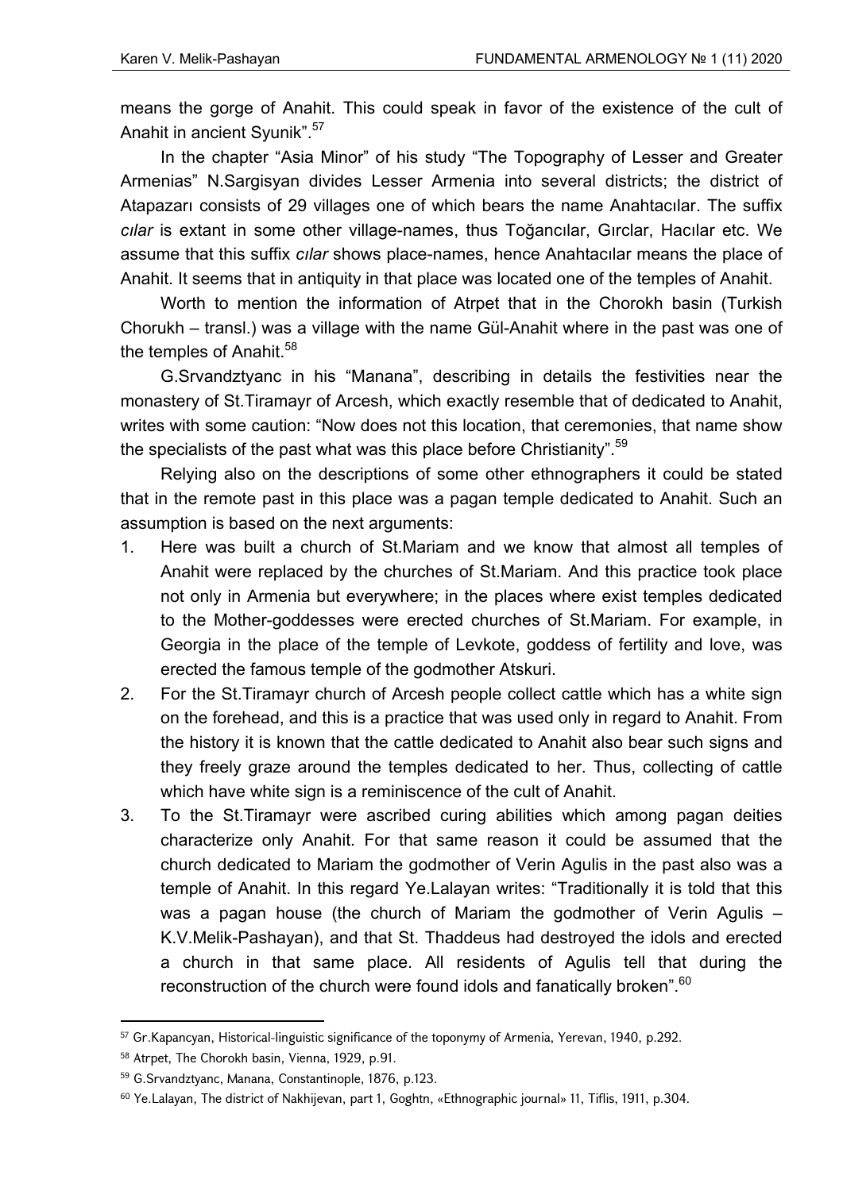means the gorge of Anahit. This could speak in favor of the existence of the cult of Anahit in ancient Syunik".[57]

In the chapter "Asia Minor" of his study "The Topography of Lesser and Greater Armenias" N.Sargisyan divides Lesser Armenia into several districts; the district of Atapazarı consists of 29 villages one of which bears the name Anahtacılar. The suffix *cılar* is extant in some other village-names, thus Toğancılar, Gırclar, Hacılar etc. We assume that this suffix *cılar* shows place-names, hence Anahtacılar means the place of Anahit. It seems that in antiquity in that place was located one of the temples of Anahit.

Worth to mention the information of Atrpet that in the Chorokh basin (Turkish Chorukh – transl.) was a village with the name Gül-Anahit where in the past was one of the temples of Anahit.[58]

G.Srvandztyanc in his "Manana", describing in details the festivities near the monastery of St.Tiramayr of Arcesh, which exactly resemble that of dedicated to Anahit, writes with some caution: "Now does not this location, that ceremonies, that name show the specialists of the past what was this place before Christianity".[59]

Relying also on the descriptions of some other ethnographers it could be stated that in the remote past in this place was a pagan temple dedicated to Anahit. Such an assumption is based on the next arguments:

1. Here was built a church of St.Mariam and we know that almost all temples of Anahit were replaced by the churches of St.Mariam. And this practice took place not only in Armenia but everywhere; in the places where exist temples dedicated to the Mother-goddesses were erected churches of St.Mariam. For example, in Georgia in the place of the temple of Levkote, goddess of fertility and love, was erected the famous temple of the godmother Atskuri.
2. For the St.Tiramayr church of Arcesh people collect cattle which has a white sign on the forehead, and this is a practice that was used only in regard to Anahit. From the history it is known that the cattle dedicated to Anahit also bear such signs and they freely graze around the temples dedicated to her. Thus, collecting of cattle which have white sign is a reminiscence of the cult of Anahit.
3. To the St.Tiramayr were ascribed curing abilities which among pagan deities characterize only Anahit. For that same reason it could be assumed that the church dedicated to Mariam the godmother of Verin Agulis in the past also was a temple of Anahit. In this regard Ye.Lalayan writes: "Traditionally it is told that this was a pagan house (the church of Mariam the godmother of Verin Agulis – K.V.Melik-Pashayan), and that St. Thaddeus had destroyed the idols and erected a church in that same place. All residents of Agulis tell that during the reconstruction of the church were found idols and fanatically broken".[60]

---

[57] Gr.Kapancyan, Historical-linguistic significance of the toponymy of Armenia, Yerevan, 1940, p.292.

[58] Atrpet, The Chorokh basin, Vienna, 1929, p.91.

[59] G.Srvandztyanc, Manana, Constantinople, 1876, p.123.

[60] Ye.Lalayan, The district of Nakhijevan, part 1, Goghtn, «Ethnographic journal» 11, Tiflis, 1911, p.304.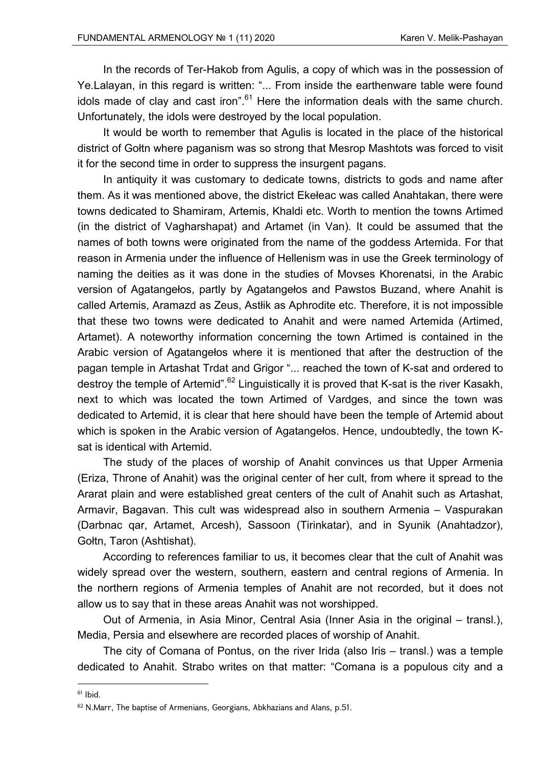In the records of Ter-Hakob from Agulis, a copy of which was in the possession of Ye.Lalayan, in this regard is written: "... From inside the earthenware table were found idols made of clay and cast iron".[61] Here the information deals with the same church. Unfortunately, the idols were destroyed by the local population.

It would be worth to remember that Agulis is located in the place of the historical district of Gołtn where paganism was so strong that Mesrop Mashtots was forced to visit it for the second time in order to suppress the insurgent pagans.

In antiquity it was customary to dedicate towns, districts to gods and name after them. As it was mentioned above, the district Ekełeac was called Anahtakan, there were towns dedicated to Shamiram, Artemis, Khaldi etc. Worth to mention the towns Artimed (in the district of Vagharshapat) and Artamet (in Van). It could be assumed that the names of both towns were originated from the name of the goddess Artemida. For that reason in Armenia under the influence of Hellenism was in use the Greek terminology of naming the deities as it was done in the studies of Movses Khorenatsi, in the Arabic version of Agatangełos, partly by Agatangełos and Pawstos Buzand, where Anahit is called Artemis, Aramazd as Zeus, Astłik as Aphrodite etc. Therefore, it is not impossible that these two towns were dedicated to Anahit and were named Artemida (Artimed, Artamet). A noteworthy information concerning the town Artimed is contained in the Arabic version of Agatangełos where it is mentioned that after the destruction of the pagan temple in Artashat Trdat and Grigor "... reached the town of K-sat and ordered to destroy the temple of Artemid".[62] Linguistically it is proved that K-sat is the river Kasakh, next to which was located the town Artimed of Vardges, and since the town was dedicated to Artemid, it is clear that here should have been the temple of Artemid about which is spoken in the Arabic version of Agatangełos. Hence, undoubtedly, the town K-sat is identical with Artemid.

The study of the places of worship of Anahit convinces us that Upper Armenia (Eriza, Throne of Anahit) was the original center of her cult, from where it spread to the Ararat plain and were established great centers of the cult of Anahit such as Artashat, Armavir, Bagavan. This cult was widespread also in southern Armenia – Vaspurakan (Darbnac qar, Artamet, Arcesh), Sassoon (Tirinkatar), and in Syunik (Anahtadzor), Gołtn, Taron (Ashtishat).

According to references familiar to us, it becomes clear that the cult of Anahit was widely spread over the western, southern, eastern and central regions of Armenia. In the northern regions of Armenia temples of Anahit are not recorded, but it does not allow us to say that in these areas Anahit was not worshipped.

Out of Armenia, in Asia Minor, Central Asia (Inner Asia in the original – transl.), Media, Persia and elsewhere are recorded places of worship of Anahit.

The city of Comana of Pontus, on the river Irida (also Iris – transl.) was a temple dedicated to Anahit. Strabo writes on that matter: "Comana is a populous city and a

---

[61] Ibid.

[62] N.Marr, The baptise of Armenians, Georgians, Abkhazians and Alans, p.51.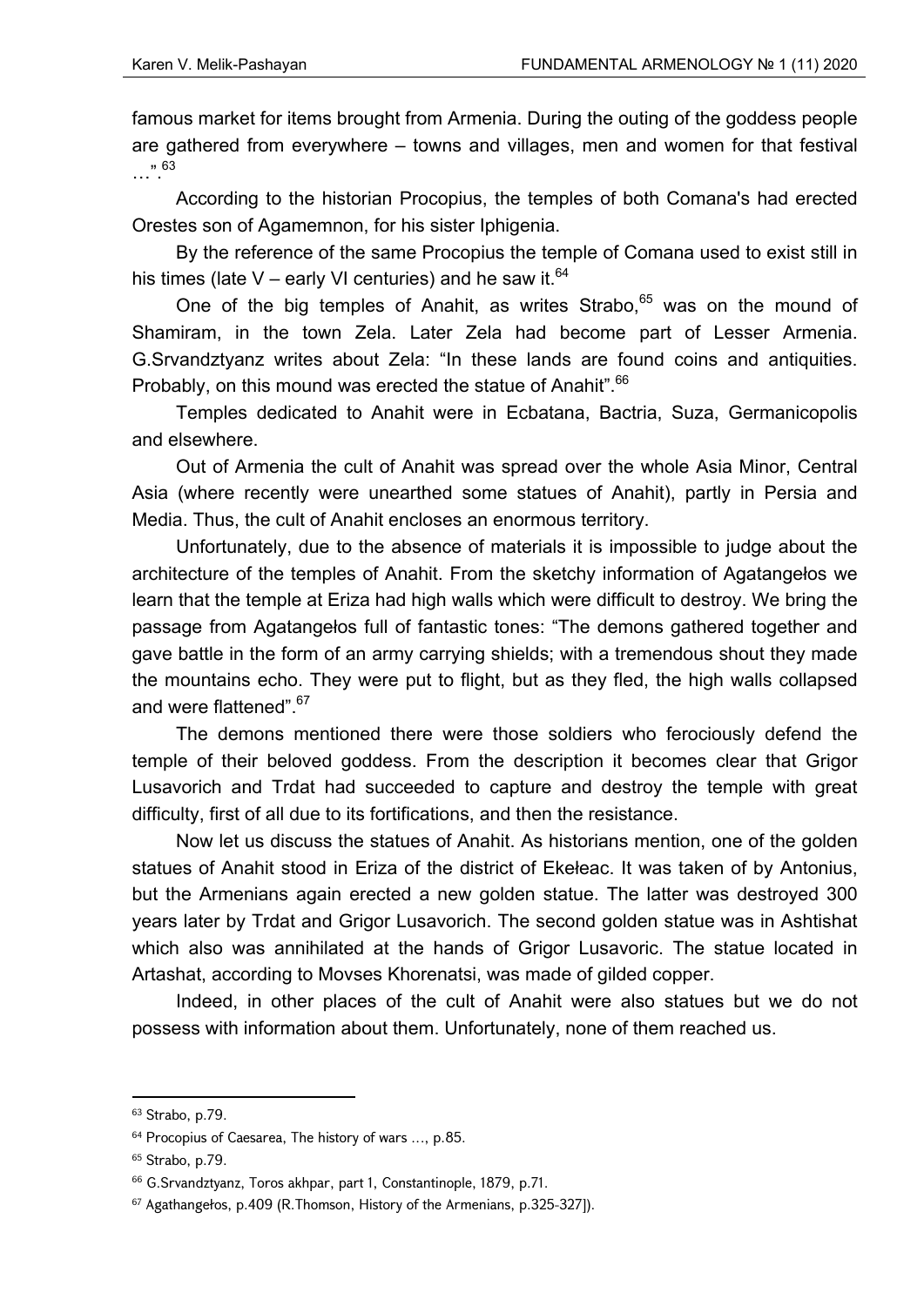famous market for items brought from Armenia. During the outing of the goddess people are gathered from everywhere – towns and villages, men and women for that festival …".[63]

According to the historian Procopius, the temples of both Comana's had erected Orestes son of Agamemnon, for his sister Iphigenia.

By the reference of the same Procopius the temple of Comana used to exist still in his times (late V – early VI centuries) and he saw it.[64]

One of the big temples of Anahit, as writes Strabo,[65] was on the mound of Shamiram, in the town Zela. Later Zela had become part of Lesser Armenia. G.Srvandztyanz writes about Zela: "In these lands are found coins and antiquities. Probably, on this mound was erected the statue of Anahit".[66]

Temples dedicated to Anahit were in Ecbatana, Bactria, Suza, Germanicopolis and elsewhere.

Out of Armenia the cult of Anahit was spread over the whole Asia Minor, Central Asia (where recently were unearthed some statues of Anahit), partly in Persia and Media. Thus, the cult of Anahit encloses an enormous territory.

Unfortunately, due to the absence of materials it is impossible to judge about the architecture of the temples of Anahit. From the sketchy information of Agatangełos we learn that the temple at Eriza had high walls which were difficult to destroy. We bring the passage from Agatangełos full of fantastic tones: "The demons gathered together and gave battle in the form of an army carrying shields; with a tremendous shout they made the mountains echo. They were put to flight, but as they fled, the high walls collapsed and were flattened".[67]

The demons mentioned there were those soldiers who ferociously defend the temple of their beloved goddess. From the description it becomes clear that Grigor Lusavorich and Trdat had succeeded to capture and destroy the temple with great difficulty, first of all due to its fortifications, and then the resistance.

Now let us discuss the statues of Anahit. As historians mention, one of the golden statues of Anahit stood in Eriza of the district of Ekełeac. It was taken of by Antonius, but the Armenians again erected a new golden statue. The latter was destroyed 300 years later by Trdat and Grigor Lusavorich. The second golden statue was in Ashtishat which also was annihilated at the hands of Grigor Lusavoric. The statue located in Artashat, according to Movses Khorenatsi, was made of gilded copper.

Indeed, in other places of the cult of Anahit were also statues but we do not possess with information about them. Unfortunately, none of them reached us.

---

[63] Strabo, p.79.

[64] Procopius of Caesarea, The history of wars …, p.85.

[65] Strabo, p.79.

[66] G.Srvandztyanz, Toros akhpar, part 1, Constantinople, 1879, p.71.

[67] Agathangełos, p.409 (R.Thomson, History of the Armenians, p.325-327]).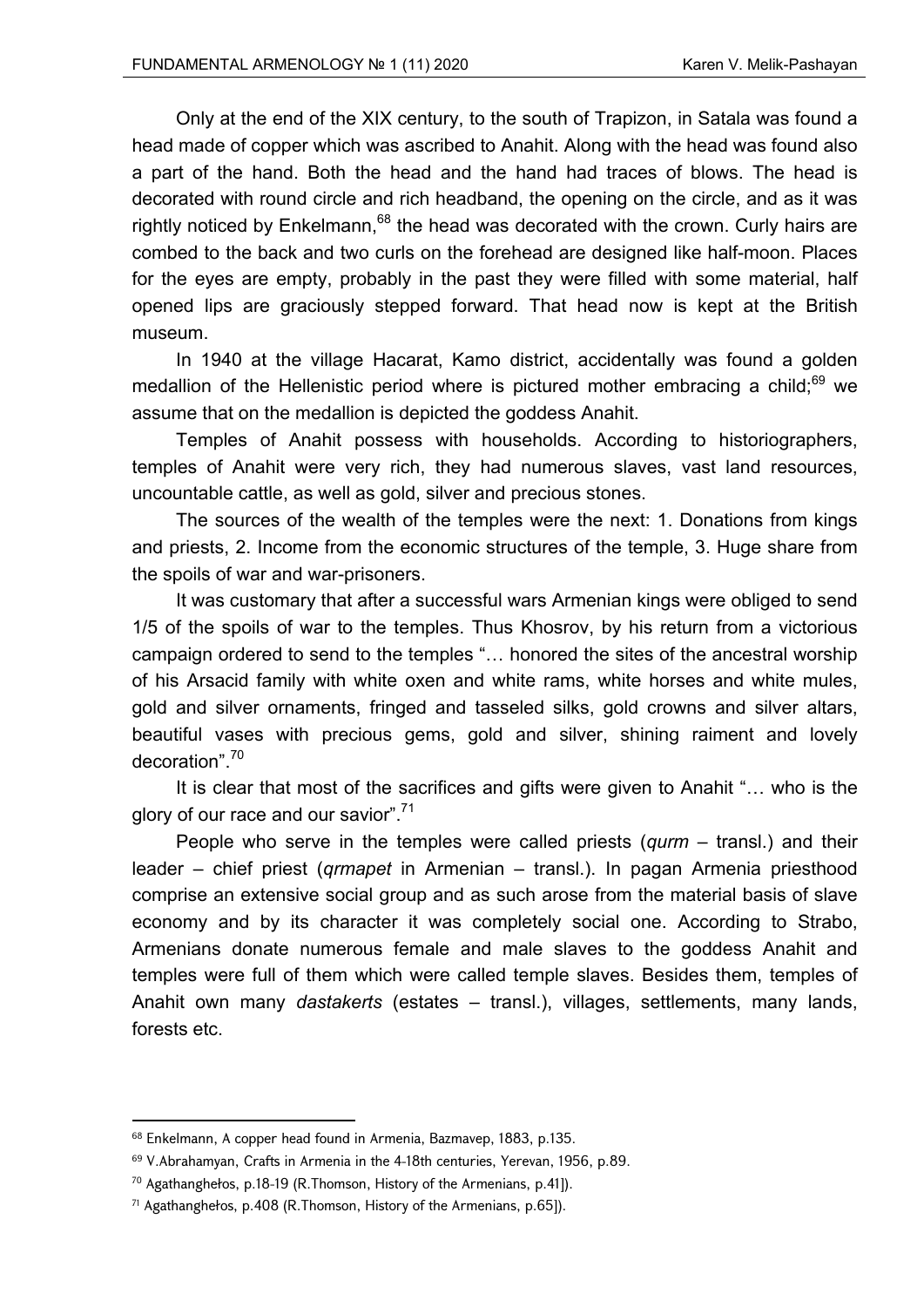Only at the end of the XIX century, to the south of Trapizon, in Satala was found a head made of copper which was ascribed to Anahit. Along with the head was found also a part of the hand. Both the head and the hand had traces of blows. The head is decorated with round circle and rich headband, the opening on the circle, and as it was rightly noticed by Enkelmann,[68] the head was decorated with the crown. Curly hairs are combed to the back and two curls on the forehead are designed like half-moon. Places for the eyes are empty, probably in the past they were filled with some material, half opened lips are graciously stepped forward. That head now is kept at the British museum.

In 1940 at the village Hacarat, Kamo district, accidentally was found a golden medallion of the Hellenistic period where is pictured mother embracing a child;[69] we assume that on the medallion is depicted the goddess Anahit.

Temples of Anahit possess with households. According to historiographers, temples of Anahit were very rich, they had numerous slaves, vast land resources, uncountable cattle, as well as gold, silver and precious stones.

The sources of the wealth of the temples were the next: 1. Donations from kings and priests, 2. Income from the economic structures of the temple, 3. Huge share from the spoils of war and war-prisoners.

It was customary that after a successful wars Armenian kings were obliged to send 1/5 of the spoils of war to the temples. Thus Khosrov, by his return from a victorious campaign ordered to send to the temples "… honored the sites of the ancestral worship of his Arsacid family with white oxen and white rams, white horses and white mules, gold and silver ornaments, fringed and tasseled silks, gold crowns and silver altars, beautiful vases with precious gems, gold and silver, shining raiment and lovely decoration".[70]

It is clear that most of the sacrifices and gifts were given to Anahit "… who is the glory of our race and our savior".[71]

People who serve in the temples were called priests (*qurm* – transl.) and their leader – chief priest (*qrmapet* in Armenian – transl.). In pagan Armenia priesthood comprise an extensive social group and as such arose from the material basis of slave economy and by its character it was completely social one. According to Strabo, Armenians donate numerous female and male slaves to the goddess Anahit and temples were full of them which were called temple slaves. Besides them, temples of Anahit own many *dastakerts* (estates – transl.), villages, settlements, many lands, forests etc.

---

[68] Enkelmann, A copper head found in Armenia, Bazmavep, 1883, p.135.

[69] V.Abrahamyan, Crafts in Armenia in the 4-18th centuries, Yerevan, 1956, p.89.

[70] Agathangheɫos, p.18-19 (R.Thomson, History of the Armenians, p.41]).

[71] Agathangheɫos, p.408 (R.Thomson, History of the Armenians, p.65]).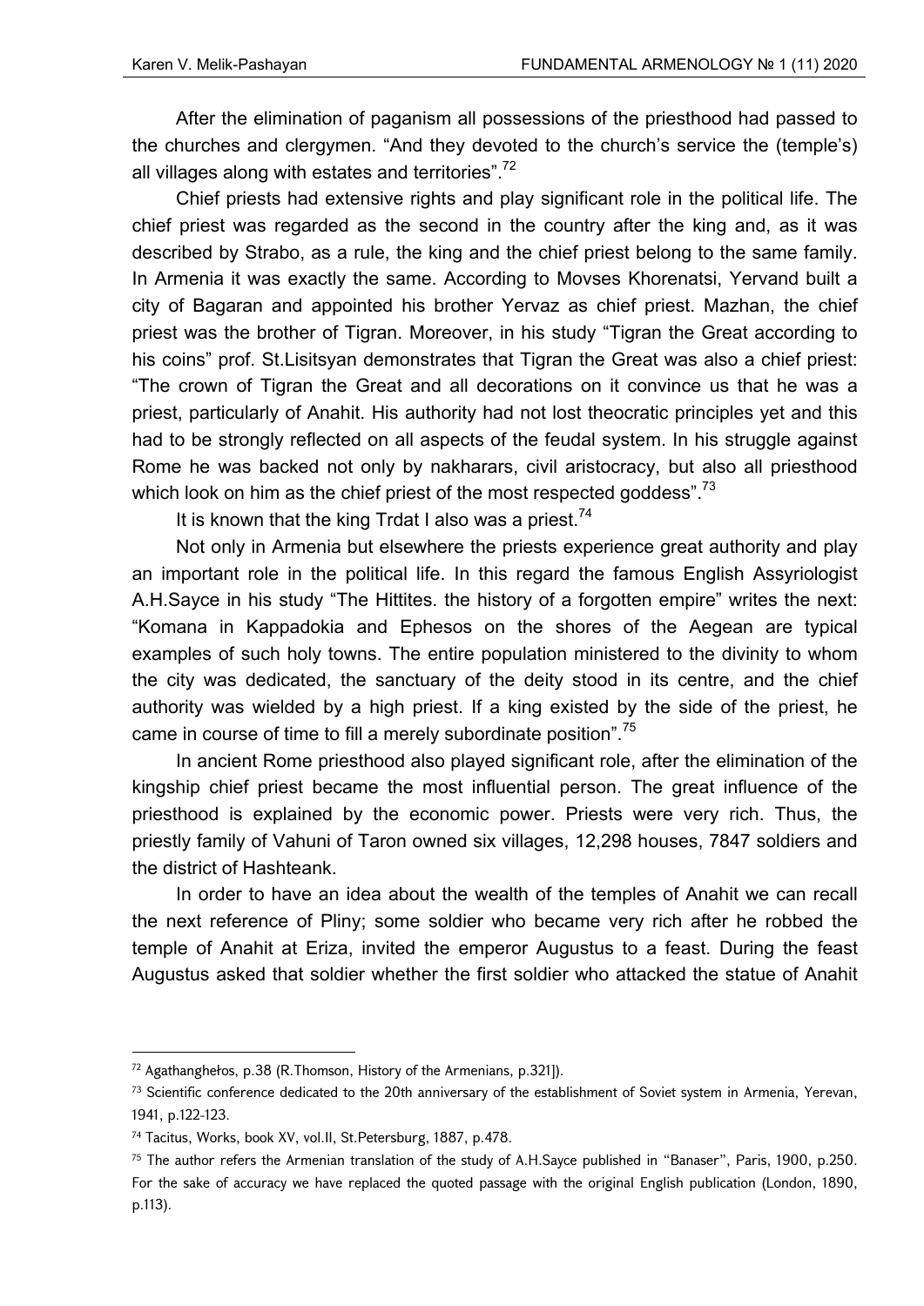After the elimination of paganism all possessions of the priesthood had passed to the churches and clergymen. "And they devoted to the church's service the (temple's) all villages along with estates and territories".[72]

Chief priests had extensive rights and play significant role in the political life. The chief priest was regarded as the second in the country after the king and, as it was described by Strabo, as a rule, the king and the chief priest belong to the same family. In Armenia it was exactly the same. According to Movses Khorenatsi, Yervand built a city of Bagaran and appointed his brother Yervaz as chief priest. Mazhan, the chief priest was the brother of Tigran. Moreover, in his study "Tigran the Great according to his coins" prof. St.Lisitsyan demonstrates that Tigran the Great was also a chief priest: "The crown of Tigran the Great and all decorations on it convince us that he was a priest, particularly of Anahit. His authority had not lost theocratic principles yet and this had to be strongly reflected on all aspects of the feudal system. In his struggle against Rome he was backed not only by nakharars, civil aristocracy, but also all priesthood which look on him as the chief priest of the most respected goddess".[73]

It is known that the king Trdat I also was a priest.[74]

Not only in Armenia but elsewhere the priests experience great authority and play an important role in the political life. In this regard the famous English Assyriologist A.H.Sayce in his study "The Hittites. the history of a forgotten empire" writes the next: "Komana in Kappadokia and Ephesos on the shores of the Aegean are typical examples of such holy towns. The entire population ministered to the divinity to whom the city was dedicated, the sanctuary of the deity stood in its centre, and the chief authority was wielded by a high priest. If a king existed by the side of the priest, he came in course of time to fill a merely subordinate position".[75]

In ancient Rome priesthood also played significant role, after the elimination of the kingship chief priest became the most influential person. The great influence of the priesthood is explained by the economic power. Priests were very rich. Thus, the priestly family of Vahuni of Taron owned six villages, 12,298 houses, 7847 soldiers and the district of Hashteank.

In order to have an idea about the wealth of the temples of Anahit we can recall the next reference of Pliny; some soldier who became very rich after he robbed the temple of Anahit at Eriza, invited the emperor Augustus to a feast. During the feast Augustus asked that soldier whether the first soldier who attacked the statue of Anahit

---

[72] Agathangehos, p.38 (R.Thomson, History of the Armenians, p.321]).

[73] Scientific conference dedicated to the 20th anniversary of the establishment of Soviet system in Armenia, Yerevan, 1941, p.122-123.

[74] Tacitus, Works, book XV, vol.II, St.Petersburg, 1887, p.478.

[75] The author refers the Armenian translation of the study of A.H.Sayce published in "Banaser", Paris, 1900, p.250. For the sake of accuracy we have replaced the quoted passage with the original English publication (London, 1890, p.113).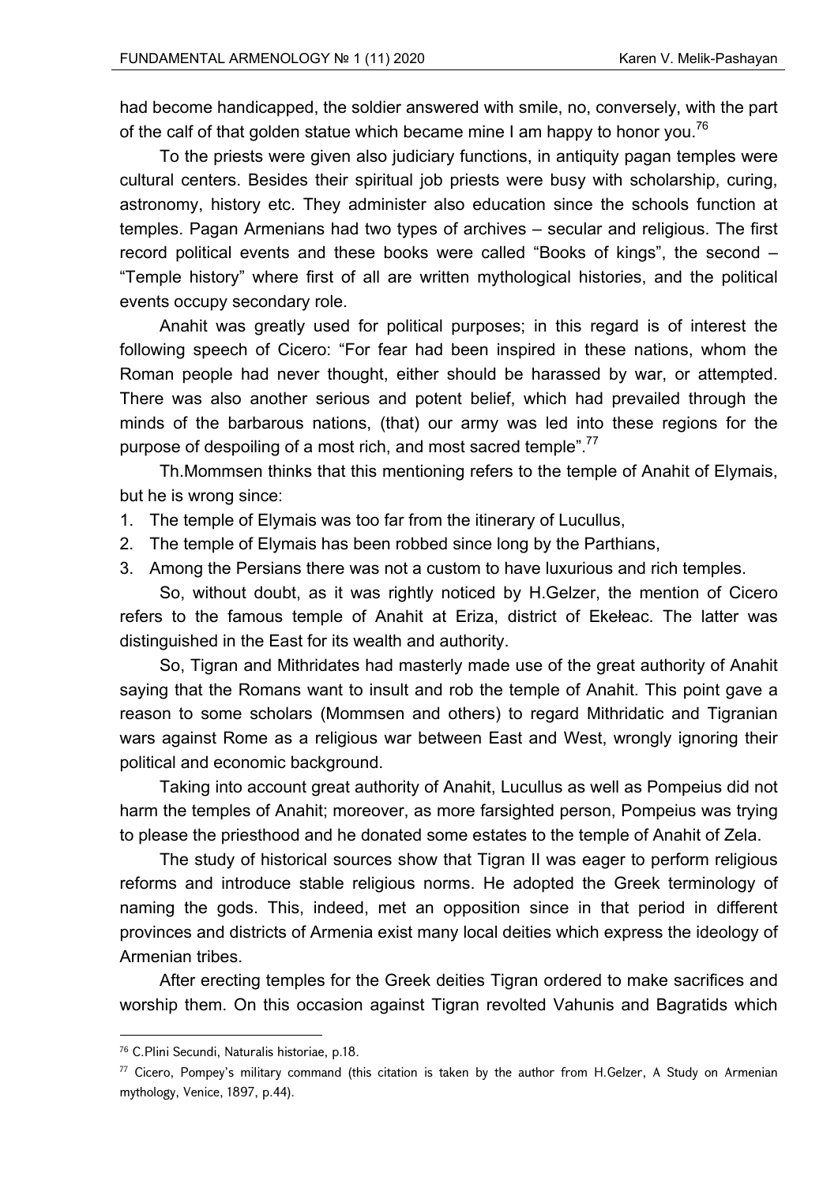had become handicapped, the soldier answered with smile, no, conversely, with the part of the calf of that golden statue which became mine I am happy to honor you.[76]

To the priests were given also judiciary functions, in antiquity pagan temples were cultural centers. Besides their spiritual job priests were busy with scholarship, curing, astronomy, history etc. They administer also education since the schools function at temples. Pagan Armenians had two types of archives – secular and religious. The first record political events and these books were called "Books of kings", the second – "Temple history" where first of all are written mythological histories, and the political events occupy secondary role.

Anahit was greatly used for political purposes; in this regard is of interest the following speech of Cicero: "For fear had been inspired in these nations, whom the Roman people had never thought, either should be harassed by war, or attempted. There was also another serious and potent belief, which had prevailed through the minds of the barbarous nations, (that) our army was led into these regions for the purpose of despoiling of a most rich, and most sacred temple".[77]

Th.Mommsen thinks that this mentioning refers to the temple of Anahit of Elymais, but he is wrong since:

1. The temple of Elymais was too far from the itinerary of Lucullus,
2. The temple of Elymais has been robbed since long by the Parthians,
3. Among the Persians there was not a custom to have luxurious and rich temples.

So, without doubt, as it was rightly noticed by H.Gelzer, the mention of Cicero refers to the famous temple of Anahit at Eriza, district of Ekełeac. The latter was distinguished in the East for its wealth and authority.

So, Tigran and Mithridates had masterly made use of the great authority of Anahit saying that the Romans want to insult and rob the temple of Anahit. This point gave a reason to some scholars (Mommsen and others) to regard Mithridatic and Tigranian wars against Rome as a religious war between East and West, wrongly ignoring their political and economic background.

Taking into account great authority of Anahit, Lucullus as well as Pompeius did not harm the temples of Anahit; moreover, as more farsighted person, Pompeius was trying to please the priesthood and he donated some estates to the temple of Anahit of Zela.

The study of historical sources show that Tigran II was eager to perform religious reforms and introduce stable religious norms. He adopted the Greek terminology of naming the gods. This, indeed, met an opposition since in that period in different provinces and districts of Armenia exist many local deities which express the ideology of Armenian tribes.

After erecting temples for the Greek deities Tigran ordered to make sacrifices and worship them. On this occasion against Tigran revolted Vahunis and Bagratids which

---

[76] C.Plini Secundi, Naturalis historiae, p.18.

[77] Cicero, Pompey's military command (this citation is taken by the author from H.Gelzer, A Study on Armenian mythology, Venice, 1897, p.44).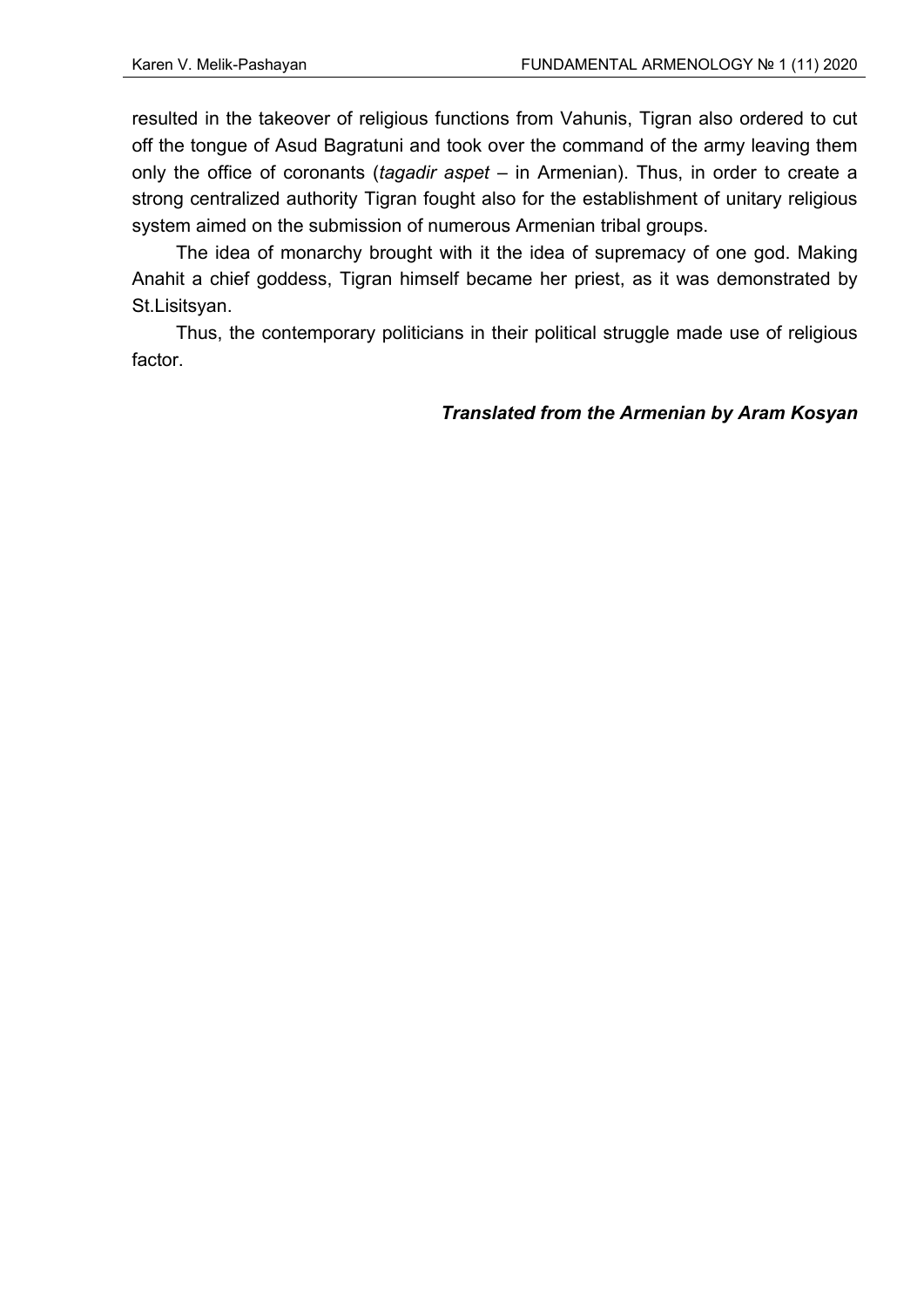resulted in the takeover of religious functions from Vahunis, Tigran also ordered to cut off the tongue of Asud Bagratuni and took over the command of the army leaving them only the office of coronants (*tagadir aspet* – in Armenian). Thus, in order to create a strong centralized authority Tigran fought also for the establishment of unitary religious system aimed on the submission of numerous Armenian tribal groups.

The idea of monarchy brought with it the idea of supremacy of one god. Making Anahit a chief goddess, Tigran himself became her priest, as it was demonstrated by St.Lisitsyan.

Thus, the contemporary politicians in their political struggle made use of religious factor.

***Translated from the Armenian by Aram Kosyan***